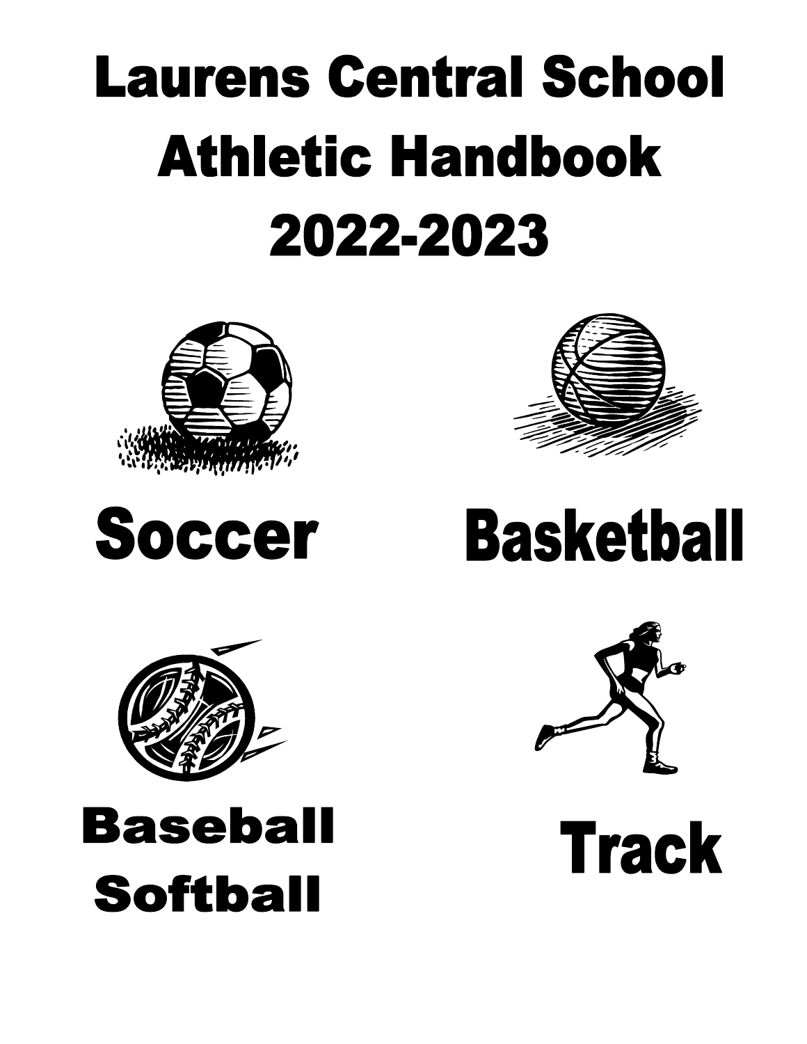# Laurens Central School Athletic Handbook 2022-2023

Soccer

Basketball

Baseball
Softball

Track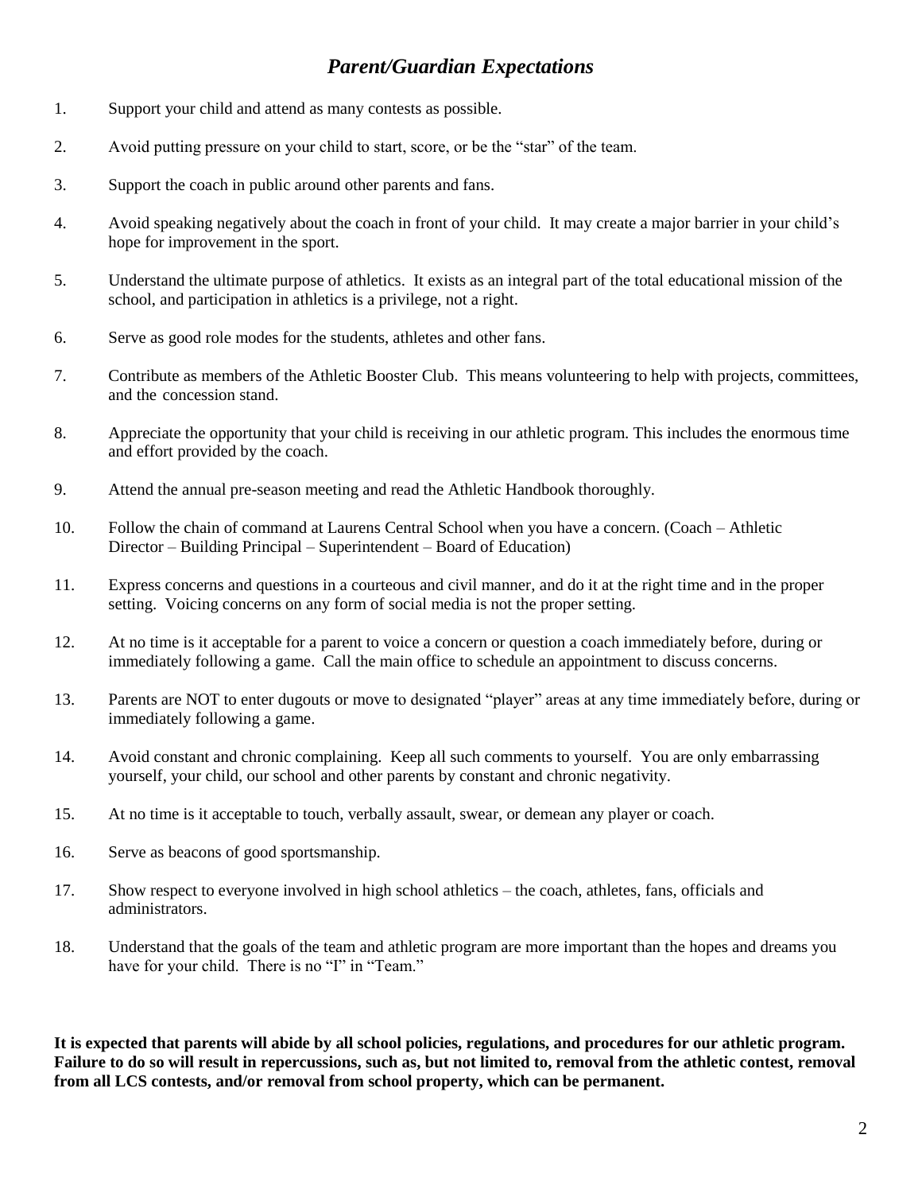## *Parent/Guardian Expectations*

1. Support your child and attend as many contests as possible.

2. Avoid putting pressure on your child to start, score, or be the "star" of the team.

3. Support the coach in public around other parents and fans.

4. Avoid speaking negatively about the coach in front of your child. It may create a major barrier in your child's hope for improvement in the sport.

5. Understand the ultimate purpose of athletics. It exists as an integral part of the total educational mission of the school, and participation in athletics is a privilege, not a right.

6. Serve as good role modes for the students, athletes and other fans.

7. Contribute as members of the Athletic Booster Club. This means volunteering to help with projects, committees, and the concession stand.

8. Appreciate the opportunity that your child is receiving in our athletic program. This includes the enormous time and effort provided by the coach.

9. Attend the annual pre-season meeting and read the Athletic Handbook thoroughly.

10. Follow the chain of command at Laurens Central School when you have a concern. (Coach – Athletic Director – Building Principal – Superintendent – Board of Education)

11. Express concerns and questions in a courteous and civil manner, and do it at the right time and in the proper setting. Voicing concerns on any form of social media is not the proper setting.

12. At no time is it acceptable for a parent to voice a concern or question a coach immediately before, during or immediately following a game. Call the main office to schedule an appointment to discuss concerns.

13. Parents are NOT to enter dugouts or move to designated "player" areas at any time immediately before, during or immediately following a game.

14. Avoid constant and chronic complaining. Keep all such comments to yourself. You are only embarrassing yourself, your child, our school and other parents by constant and chronic negativity.

15. At no time is it acceptable to touch, verbally assault, swear, or demean any player or coach.

16. Serve as beacons of good sportsmanship.

17. Show respect to everyone involved in high school athletics – the coach, athletes, fans, officials and administrators.

18. Understand that the goals of the team and athletic program are more important than the hopes and dreams you have for your child. There is no "I" in "Team."

**It is expected that parents will abide by all school policies, regulations, and procedures for our athletic program. Failure to do so will result in repercussions, such as, but not limited to, removal from the athletic contest, removal from all LCS contests, and/or removal from school property, which can be permanent.**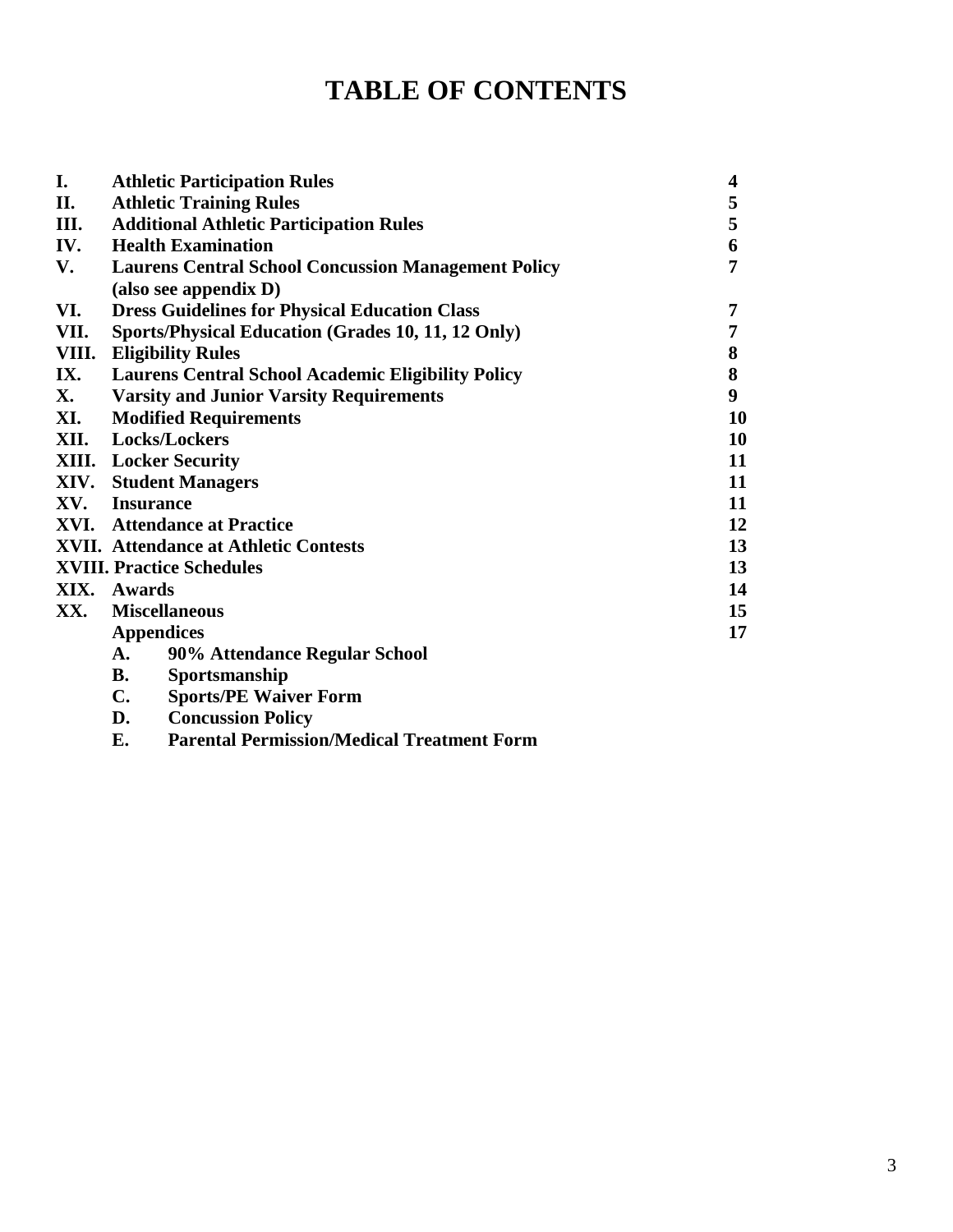# TABLE OF CONTENTS

| | | |
|---|---|---|
| **I.** | **Athletic Participation Rules** | **4** |
| **II.** | **Athletic Training Rules** | **5** |
| **III.** | **Additional Athletic Participation Rules** | **5** |
| **IV.** | **Health Examination** | **6** |
| **V.** | **Laurens Central School Concussion Management Policy (also see appendix D)** | **7** |
| **VI.** | **Dress Guidelines for Physical Education Class** | **7** |
| **VII.** | **Sports/Physical Education (Grades 10, 11, 12 Only)** | **7** |
| **VIII.** | **Eligibility Rules** | **8** |
| **IX.** | **Laurens Central School Academic Eligibility Policy** | **8** |
| **X.** | **Varsity and Junior Varsity Requirements** | **9** |
| **XI.** | **Modified Requirements** | **10** |
| **XII.** | **Locks/Lockers** | **10** |
| **XIII.** | **Locker Security** | **11** |
| **XIV.** | **Student Managers** | **11** |
| **XV.** | **Insurance** | **11** |
| **XVI.** | **Attendance at Practice** | **12** |
| **XVII.** | **Attendance at Athletic Contests** | **13** |
| **XVIII.** | **Practice Schedules** | **13** |
| **XIX.** | **Awards** | **14** |
| **XX.** | **Miscellaneous** | **15** |
| | **Appendices** | **17** |

- **A. 90% Attendance Regular School**
- **B. Sportsmanship**
- **C. Sports/PE Waiver Form**
- **D. Concussion Policy**
- **E. Parental Permission/Medical Treatment Form**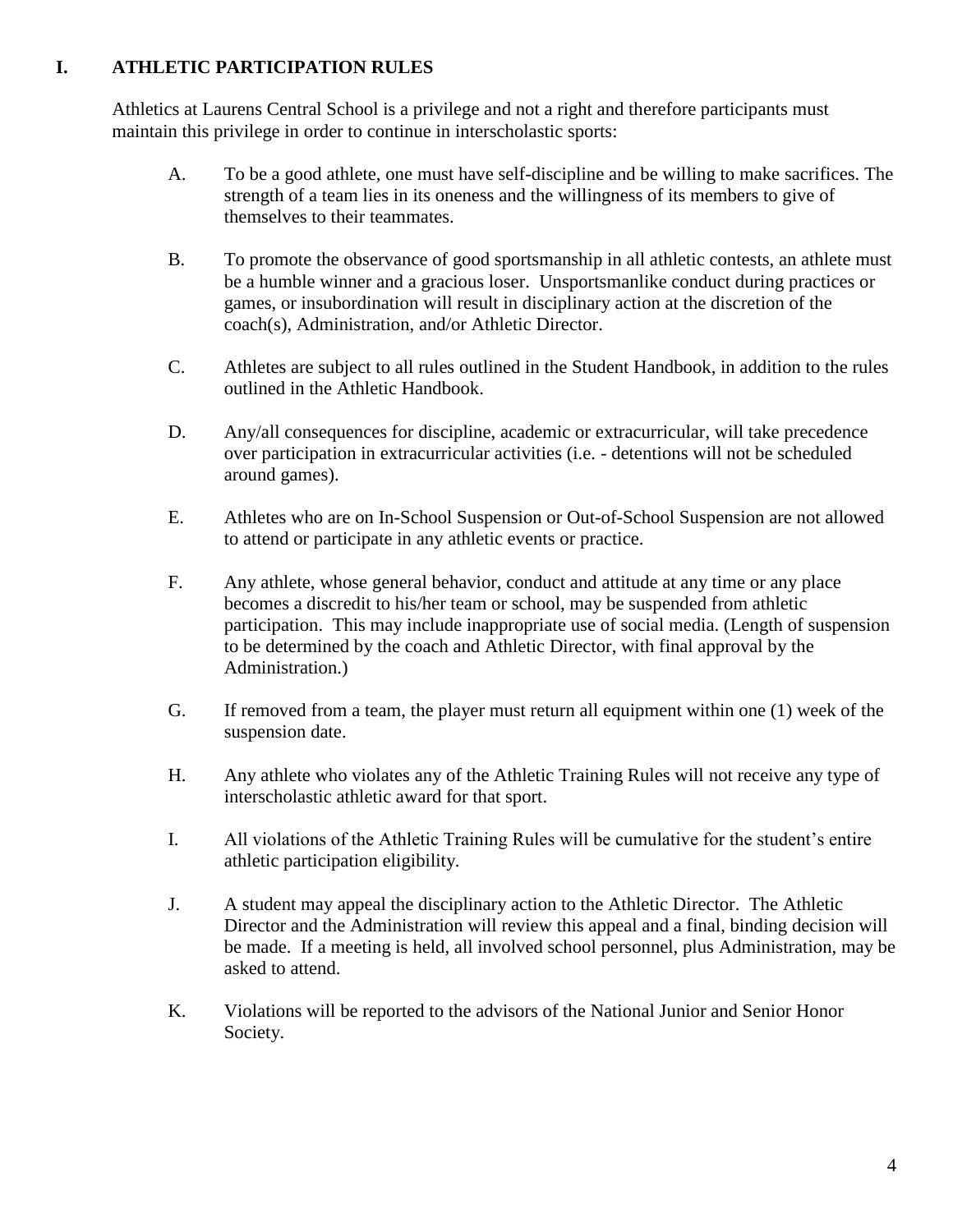## I. ATHLETIC PARTICIPATION RULES

Athletics at Laurens Central School is a privilege and not a right and therefore participants must maintain this privilege in order to continue in interscholastic sports:

A. To be a good athlete, one must have self-discipline and be willing to make sacrifices. The strength of a team lies in its oneness and the willingness of its members to give of themselves to their teammates.

B. To promote the observance of good sportsmanship in all athletic contests, an athlete must be a humble winner and a gracious loser. Unsportsmanlike conduct during practices or games, or insubordination will result in disciplinary action at the discretion of the coach(s), Administration, and/or Athletic Director.

C. Athletes are subject to all rules outlined in the Student Handbook, in addition to the rules outlined in the Athletic Handbook.

D. Any/all consequences for discipline, academic or extracurricular, will take precedence over participation in extracurricular activities (i.e. - detentions will not be scheduled around games).

E. Athletes who are on In-School Suspension or Out-of-School Suspension are not allowed to attend or participate in any athletic events or practice.

F. Any athlete, whose general behavior, conduct and attitude at any time or any place becomes a discredit to his/her team or school, may be suspended from athletic participation. This may include inappropriate use of social media. (Length of suspension to be determined by the coach and Athletic Director, with final approval by the Administration.)

G. If removed from a team, the player must return all equipment within one (1) week of the suspension date.

H. Any athlete who violates any of the Athletic Training Rules will not receive any type of interscholastic athletic award for that sport.

I. All violations of the Athletic Training Rules will be cumulative for the student's entire athletic participation eligibility.

J. A student may appeal the disciplinary action to the Athletic Director. The Athletic Director and the Administration will review this appeal and a final, binding decision will be made. If a meeting is held, all involved school personnel, plus Administration, may be asked to attend.

K. Violations will be reported to the advisors of the National Junior and Senior Honor Society.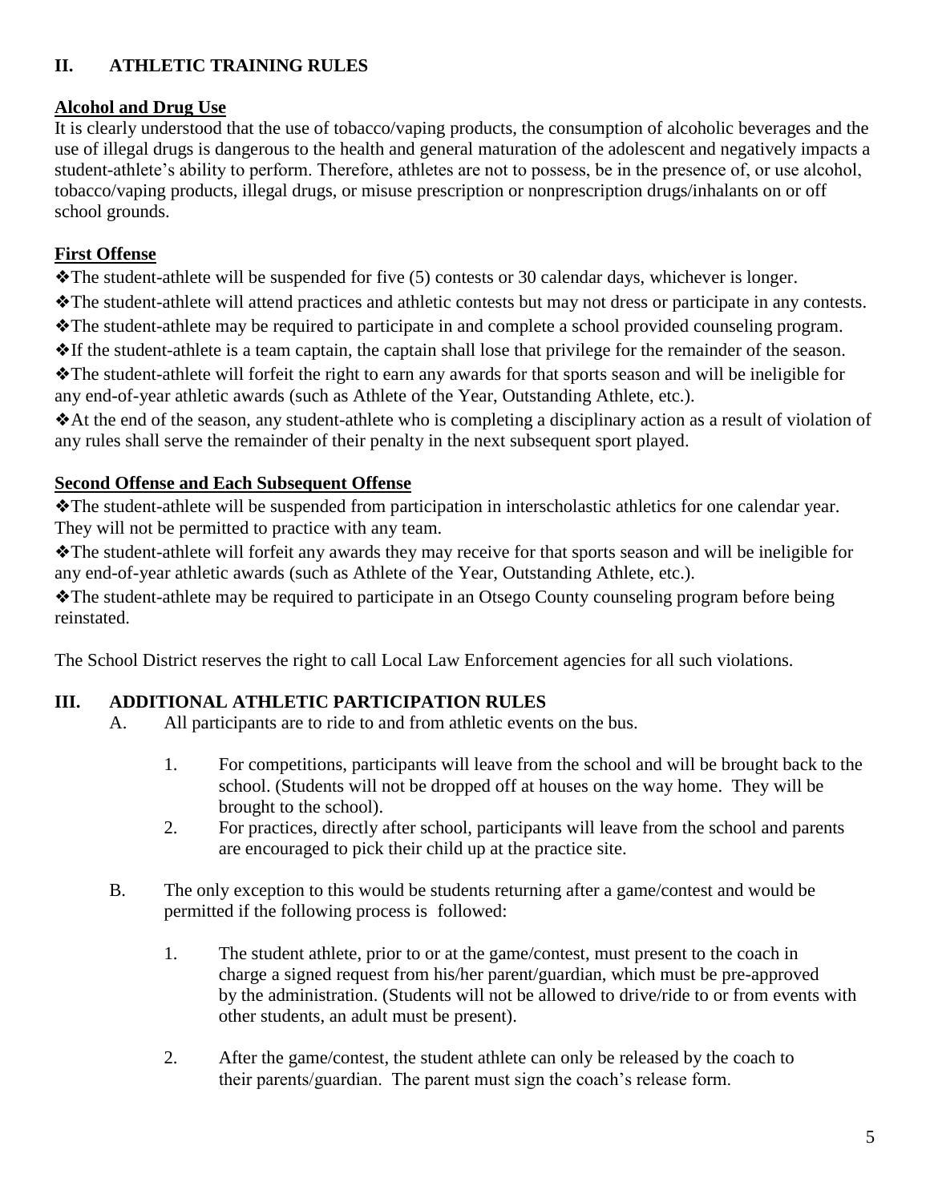## II. ATHLETIC TRAINING RULES

### Alcohol and Drug Use

It is clearly understood that the use of tobacco/vaping products, the consumption of alcoholic beverages and the use of illegal drugs is dangerous to the health and general maturation of the adolescent and negatively impacts a student-athlete's ability to perform. Therefore, athletes are not to possess, be in the presence of, or use alcohol, tobacco/vaping products, illegal drugs, or misuse prescription or nonprescription drugs/inhalants on or off school grounds.

### First Offense

- The student-athlete will be suspended for five (5) contests or 30 calendar days, whichever is longer.
- The student-athlete will attend practices and athletic contests but may not dress or participate in any contests.
- The student-athlete may be required to participate in and complete a school provided counseling program.
- If the student-athlete is a team captain, the captain shall lose that privilege for the remainder of the season.
- The student-athlete will forfeit the right to earn any awards for that sports season and will be ineligible for any end-of-year athletic awards (such as Athlete of the Year, Outstanding Athlete, etc.).
- At the end of the season, any student-athlete who is completing a disciplinary action as a result of violation of any rules shall serve the remainder of their penalty in the next subsequent sport played.

### Second Offense and Each Subsequent Offense

- The student-athlete will be suspended from participation in interscholastic athletics for one calendar year. They will not be permitted to practice with any team.
- The student-athlete will forfeit any awards they may receive for that sports season and will be ineligible for any end-of-year athletic awards (such as Athlete of the Year, Outstanding Athlete, etc.).
- The student-athlete may be required to participate in an Otsego County counseling program before being reinstated.

The School District reserves the right to call Local Law Enforcement agencies for all such violations.

## III. ADDITIONAL ATHLETIC PARTICIPATION RULES

A. All participants are to ride to and from athletic events on the bus.

1. For competitions, participants will leave from the school and will be brought back to the school. (Students will not be dropped off at houses on the way home. They will be brought to the school).
2. For practices, directly after school, participants will leave from the school and parents are encouraged to pick their child up at the practice site.

B. The only exception to this would be students returning after a game/contest and would be permitted if the following process is followed:

1. The student athlete, prior to or at the game/contest, must present to the coach in charge a signed request from his/her parent/guardian, which must be pre-approved by the administration. (Students will not be allowed to drive/ride to or from events with other students, an adult must be present).
2. After the game/contest, the student athlete can only be released by the coach to their parents/guardian. The parent must sign the coach's release form.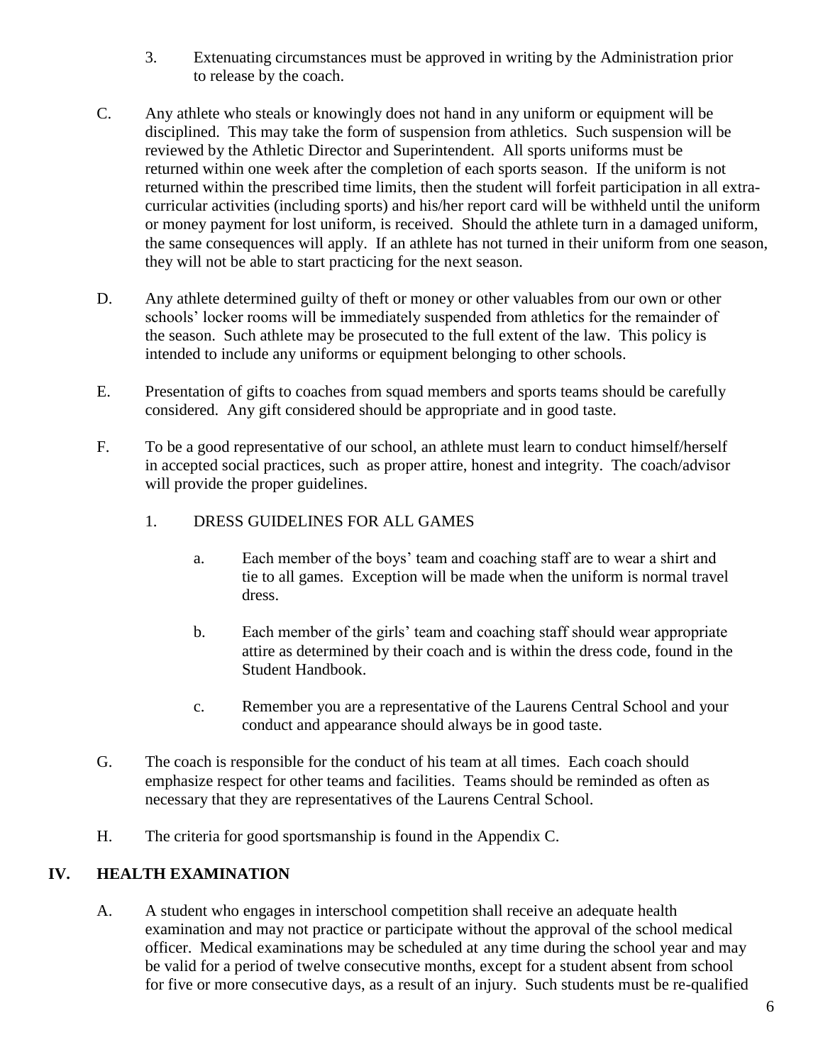3. Extenuating circumstances must be approved in writing by the Administration prior to release by the coach.

C. Any athlete who steals or knowingly does not hand in any uniform or equipment will be disciplined. This may take the form of suspension from athletics. Such suspension will be reviewed by the Athletic Director and Superintendent. All sports uniforms must be returned within one week after the completion of each sports season. If the uniform is not returned within the prescribed time limits, then the student will forfeit participation in all extra-curricular activities (including sports) and his/her report card will be withheld until the uniform or money payment for lost uniform, is received. Should the athlete turn in a damaged uniform, the same consequences will apply. If an athlete has not turned in their uniform from one season, they will not be able to start practicing for the next season.

D. Any athlete determined guilty of theft or money or other valuables from our own or other schools' locker rooms will be immediately suspended from athletics for the remainder of the season. Such athlete may be prosecuted to the full extent of the law. This policy is intended to include any uniforms or equipment belonging to other schools.

E. Presentation of gifts to coaches from squad members and sports teams should be carefully considered. Any gift considered should be appropriate and in good taste.

F. To be a good representative of our school, an athlete must learn to conduct himself/herself in accepted social practices, such as proper attire, honest and integrity. The coach/advisor will provide the proper guidelines.

   1. DRESS GUIDELINES FOR ALL GAMES

      a. Each member of the boys' team and coaching staff are to wear a shirt and tie to all games. Exception will be made when the uniform is normal travel dress.

      b. Each member of the girls' team and coaching staff should wear appropriate attire as determined by their coach and is within the dress code, found in the Student Handbook.

      c. Remember you are a representative of the Laurens Central School and your conduct and appearance should always be in good taste.

G. The coach is responsible for the conduct of his team at all times. Each coach should emphasize respect for other teams and facilities. Teams should be reminded as often as necessary that they are representatives of the Laurens Central School.

H. The criteria for good sportsmanship is found in the Appendix C.

## IV. HEALTH EXAMINATION

A. A student who engages in interschool competition shall receive an adequate health examination and may not practice or participate without the approval of the school medical officer. Medical examinations may be scheduled at any time during the school year and may be valid for a period of twelve consecutive months, except for a student absent from school for five or more consecutive days, as a result of an injury. Such students must be re-qualified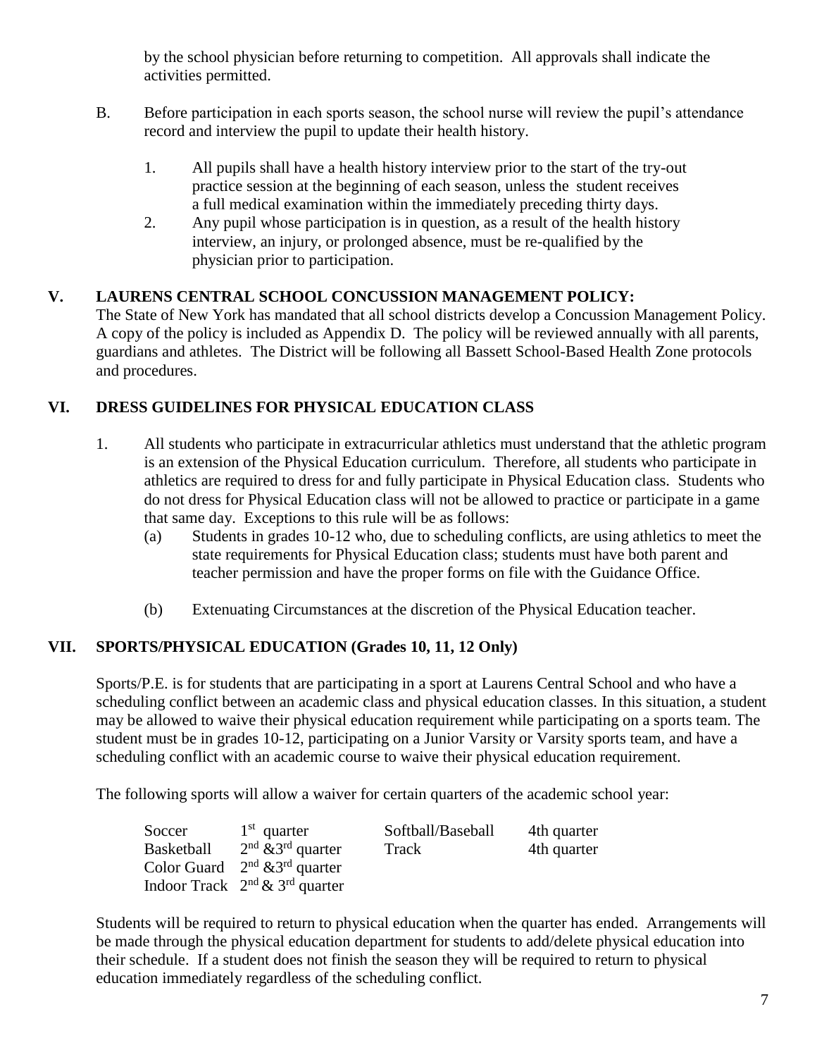by the school physician before returning to competition. All approvals shall indicate the activities permitted.

B. Before participation in each sports season, the school nurse will review the pupil's attendance record and interview the pupil to update their health history.

   1. All pupils shall have a health history interview prior to the start of the try-out practice session at the beginning of each season, unless the student receives a full medical examination within the immediately preceding thirty days.
   2. Any pupil whose participation is in question, as a result of the health history interview, an injury, or prolonged absence, must be re-qualified by the physician prior to participation.

## V. LAURENS CENTRAL SCHOOL CONCUSSION MANAGEMENT POLICY:

The State of New York has mandated that all school districts develop a Concussion Management Policy. A copy of the policy is included as Appendix D. The policy will be reviewed annually with all parents, guardians and athletes. The District will be following all Bassett School-Based Health Zone protocols and procedures.

## VI. DRESS GUIDELINES FOR PHYSICAL EDUCATION CLASS

1. All students who participate in extracurricular athletics must understand that the athletic program is an extension of the Physical Education curriculum. Therefore, all students who participate in athletics are required to dress for and fully participate in Physical Education class. Students who do not dress for Physical Education class will not be allowed to practice or participate in a game that same day. Exceptions to this rule will be as follows:
   (a) Students in grades 10-12 who, due to scheduling conflicts, are using athletics to meet the state requirements for Physical Education class; students must have both parent and teacher permission and have the proper forms on file with the Guidance Office.

   (b) Extenuating Circumstances at the discretion of the Physical Education teacher.

## VII. SPORTS/PHYSICAL EDUCATION (Grades 10, 11, 12 Only)

Sports/P.E. is for students that are participating in a sport at Laurens Central School and who have a scheduling conflict between an academic class and physical education classes. In this situation, a student may be allowed to waive their physical education requirement while participating on a sports team. The student must be in grades 10-12, participating on a Junior Varsity or Varsity sports team, and have a scheduling conflict with an academic course to waive their physical education requirement.

The following sports will allow a waiver for certain quarters of the academic school year:

| | | | |
|---|---|---|---|
| Soccer | 1st quarter | Softball/Baseball | 4th quarter |
| Basketball | 2nd &3rd quarter | Track | 4th quarter |
| Color Guard | 2nd &3rd quarter | | |
| Indoor Track | 2nd & 3rd quarter | | |

Students will be required to return to physical education when the quarter has ended. Arrangements will be made through the physical education department for students to add/delete physical education into their schedule. If a student does not finish the season they will be required to return to physical education immediately regardless of the scheduling conflict.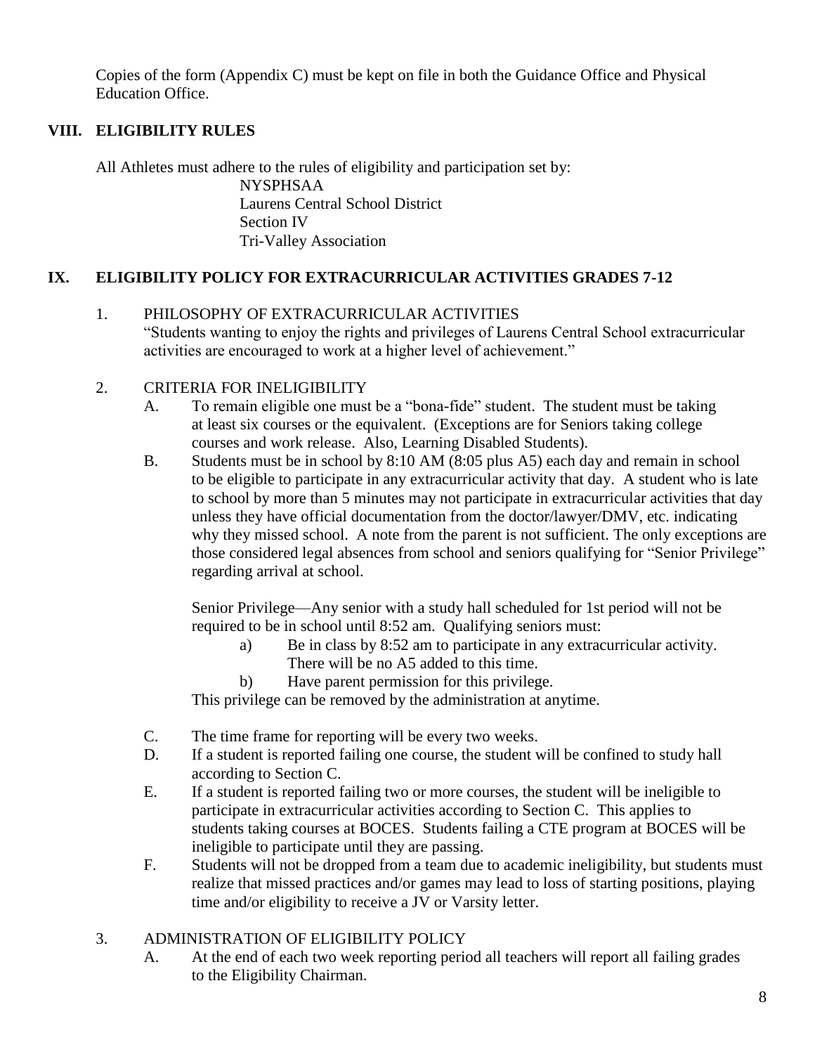Copies of the form (Appendix C) must be kept on file in both the Guidance Office and Physical Education Office.

## VIII. ELIGIBILITY RULES

All Athletes must adhere to the rules of eligibility and participation set by:

NYSPHSAA
Laurens Central School District
Section IV
Tri-Valley Association

## IX. ELIGIBILITY POLICY FOR EXTRACURRICULAR ACTIVITIES GRADES 7-12

1. PHILOSOPHY OF EXTRACURRICULAR ACTIVITIES
   "Students wanting to enjoy the rights and privileges of Laurens Central School extracurricular activities are encouraged to work at a higher level of achievement."

2. CRITERIA FOR INELIGIBILITY
   - A. To remain eligible one must be a "bona-fide" student. The student must be taking at least six courses or the equivalent. (Exceptions are for Seniors taking college courses and work release. Also, Learning Disabled Students).
   - B. Students must be in school by 8:10 AM (8:05 plus A5) each day and remain in school to be eligible to participate in any extracurricular activity that day. A student who is late to school by more than 5 minutes may not participate in extracurricular activities that day unless they have official documentation from the doctor/lawyer/DMV, etc. indicating why they missed school. A note from the parent is not sufficient. The only exceptions are those considered legal absences from school and seniors qualifying for "Senior Privilege" regarding arrival at school.

     Senior Privilege—Any senior with a study hall scheduled for 1st period will not be required to be in school until 8:52 am. Qualifying seniors must:
     - a) Be in class by 8:52 am to participate in any extracurricular activity. There will be no A5 added to this time.
     - b) Have parent permission for this privilege.

     This privilege can be removed by the administration at anytime.
   - C. The time frame for reporting will be every two weeks.
   - D. If a student is reported failing one course, the student will be confined to study hall according to Section C.
   - E. If a student is reported failing two or more courses, the student will be ineligible to participate in extracurricular activities according to Section C. This applies to students taking courses at BOCES. Students failing a CTE program at BOCES will be ineligible to participate until they are passing.
   - F. Students will not be dropped from a team due to academic ineligibility, but students must realize that missed practices and/or games may lead to loss of starting positions, playing time and/or eligibility to receive a JV or Varsity letter.

3. ADMINISTRATION OF ELIGIBILITY POLICY
   - A. At the end of each two week reporting period all teachers will report all failing grades to the Eligibility Chairman.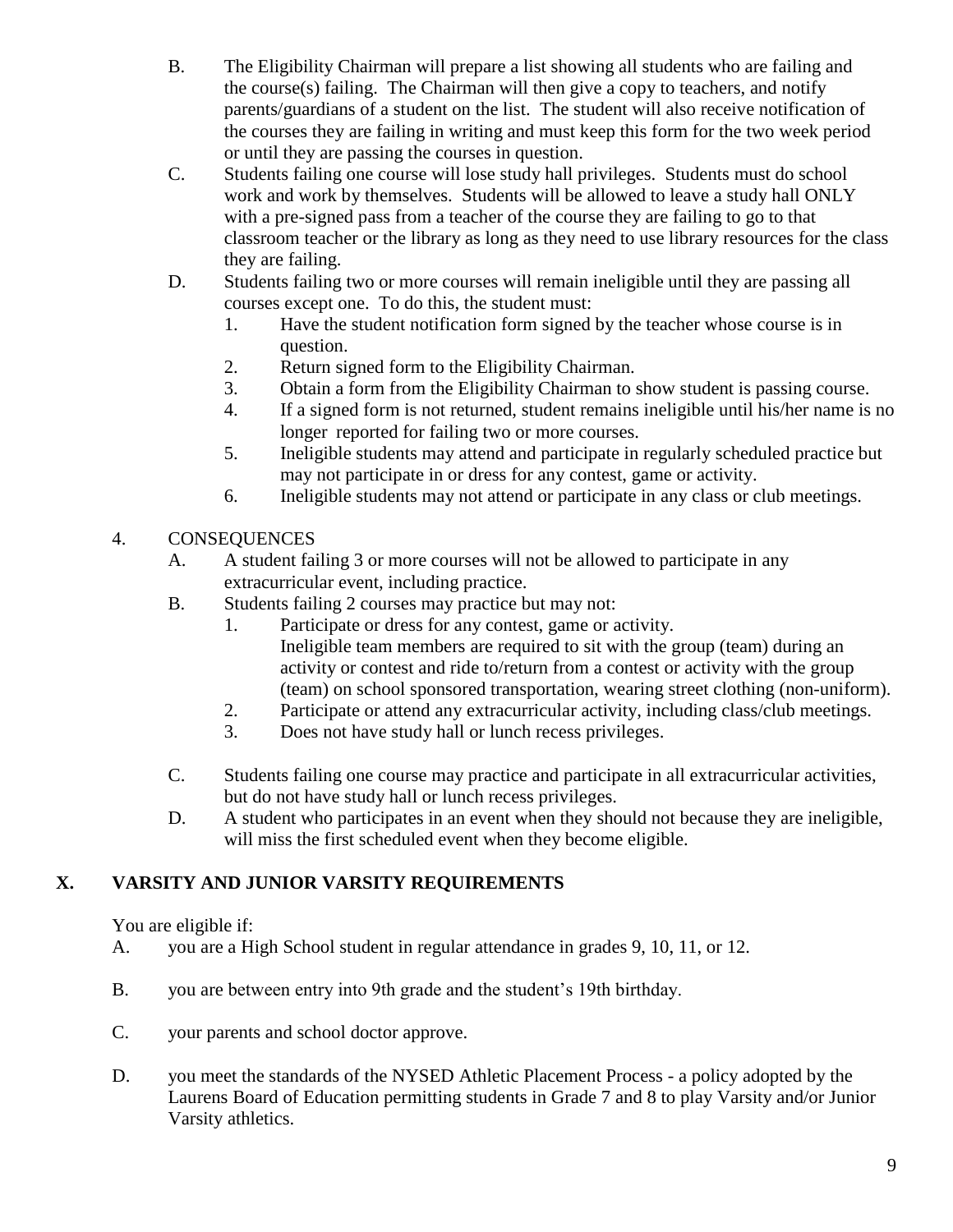B. The Eligibility Chairman will prepare a list showing all students who are failing and the course(s) failing. The Chairman will then give a copy to teachers, and notify parents/guardians of a student on the list. The student will also receive notification of the courses they are failing in writing and must keep this form for the two week period or until they are passing the courses in question.

C. Students failing one course will lose study hall privileges. Students must do school work and work by themselves. Students will be allowed to leave a study hall ONLY with a pre-signed pass from a teacher of the course they are failing to go to that classroom teacher or the library as long as they need to use library resources for the class they are failing.

D. Students failing two or more courses will remain ineligible until they are passing all courses except one. To do this, the student must:
   1. Have the student notification form signed by the teacher whose course is in question.
   2. Return signed form to the Eligibility Chairman.
   3. Obtain a form from the Eligibility Chairman to show student is passing course.
   4. If a signed form is not returned, student remains ineligible until his/her name is no longer reported for failing two or more courses.
   5. Ineligible students may attend and participate in regularly scheduled practice but may not participate in or dress for any contest, game or activity.
   6. Ineligible students may not attend or participate in any class or club meetings.

4. CONSEQUENCES

A. A student failing 3 or more courses will not be allowed to participate in any extracurricular event, including practice.

B. Students failing 2 courses may practice but may not:
   1. Participate or dress for any contest, game or activity.
      Ineligible team members are required to sit with the group (team) during an activity or contest and ride to/return from a contest or activity with the group (team) on school sponsored transportation, wearing street clothing (non-uniform).
   2. Participate or attend any extracurricular activity, including class/club meetings.
   3. Does not have study hall or lunch recess privileges.

C. Students failing one course may practice and participate in all extracurricular activities, but do not have study hall or lunch recess privileges.

D. A student who participates in an event when they should not because they are ineligible, will miss the first scheduled event when they become eligible.

## X. VARSITY AND JUNIOR VARSITY REQUIREMENTS

You are eligible if:

A. you are a High School student in regular attendance in grades 9, 10, 11, or 12.

B. you are between entry into 9th grade and the student's 19th birthday.

C. your parents and school doctor approve.

D. you meet the standards of the NYSED Athletic Placement Process - a policy adopted by the Laurens Board of Education permitting students in Grade 7 and 8 to play Varsity and/or Junior Varsity athletics.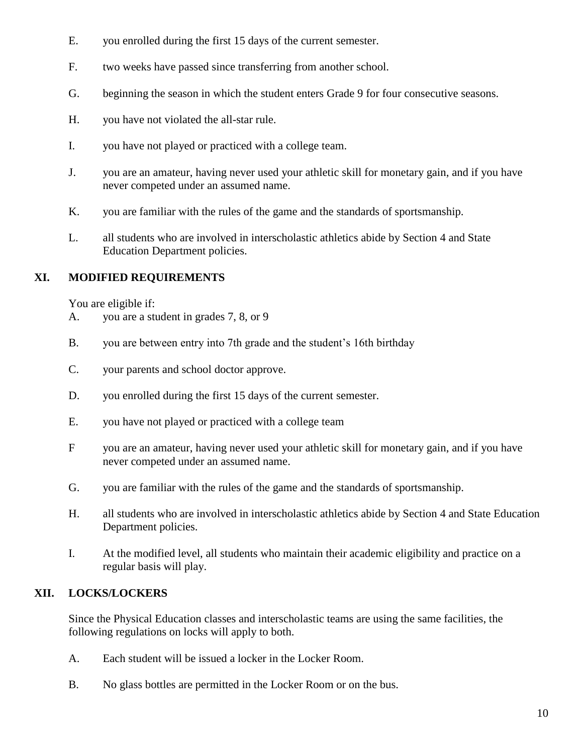E. you enrolled during the first 15 days of the current semester.

F. two weeks have passed since transferring from another school.

G. beginning the season in which the student enters Grade 9 for four consecutive seasons.

H. you have not violated the all-star rule.

I. you have not played or practiced with a college team.

J. you are an amateur, having never used your athletic skill for monetary gain, and if you have never competed under an assumed name.

K. you are familiar with the rules of the game and the standards of sportsmanship.

L. all students who are involved in interscholastic athletics abide by Section 4 and State Education Department policies.

## XI. MODIFIED REQUIREMENTS

You are eligible if:

A. you are a student in grades 7, 8, or 9

B. you are between entry into 7th grade and the student's 16th birthday

C. your parents and school doctor approve.

D. you enrolled during the first 15 days of the current semester.

E. you have not played or practiced with a college team

F you are an amateur, having never used your athletic skill for monetary gain, and if you have never competed under an assumed name.

G. you are familiar with the rules of the game and the standards of sportsmanship.

H. all students who are involved in interscholastic athletics abide by Section 4 and State Education Department policies.

I. At the modified level, all students who maintain their academic eligibility and practice on a regular basis will play.

## XII. LOCKS/LOCKERS

Since the Physical Education classes and interscholastic teams are using the same facilities, the following regulations on locks will apply to both.

A. Each student will be issued a locker in the Locker Room.

B. No glass bottles are permitted in the Locker Room or on the bus.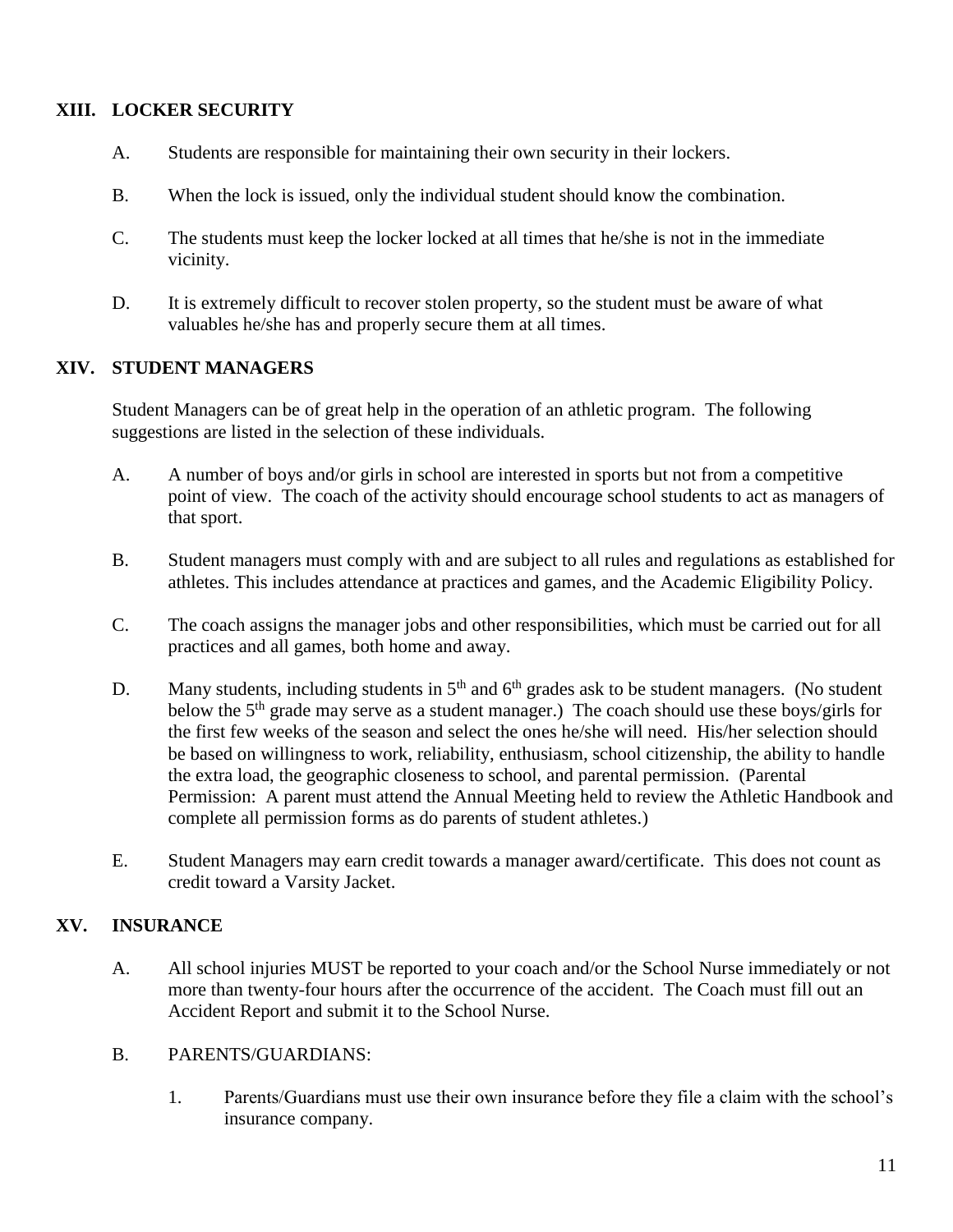## XIII. LOCKER SECURITY

A. Students are responsible for maintaining their own security in their lockers.

B. When the lock is issued, only the individual student should know the combination.

C. The students must keep the locker locked at all times that he/she is not in the immediate vicinity.

D. It is extremely difficult to recover stolen property, so the student must be aware of what valuables he/she has and properly secure them at all times.

## XIV. STUDENT MANAGERS

Student Managers can be of great help in the operation of an athletic program. The following suggestions are listed in the selection of these individuals.

A. A number of boys and/or girls in school are interested in sports but not from a competitive point of view. The coach of the activity should encourage school students to act as managers of that sport.

B. Student managers must comply with and are subject to all rules and regulations as established for athletes. This includes attendance at practices and games, and the Academic Eligibility Policy.

C. The coach assigns the manager jobs and other responsibilities, which must be carried out for all practices and all games, both home and away.

D. Many students, including students in 5th and 6th grades ask to be student managers. (No student below the 5th grade may serve as a student manager.) The coach should use these boys/girls for the first few weeks of the season and select the ones he/she will need. His/her selection should be based on willingness to work, reliability, enthusiasm, school citizenship, the ability to handle the extra load, the geographic closeness to school, and parental permission. (Parental Permission: A parent must attend the Annual Meeting held to review the Athletic Handbook and complete all permission forms as do parents of student athletes.)

E. Student Managers may earn credit towards a manager award/certificate. This does not count as credit toward a Varsity Jacket.

## XV. INSURANCE

A. All school injuries MUST be reported to your coach and/or the School Nurse immediately or not more than twenty-four hours after the occurrence of the accident. The Coach must fill out an Accident Report and submit it to the School Nurse.

B. PARENTS/GUARDIANS:

1. Parents/Guardians must use their own insurance before they file a claim with the school's insurance company.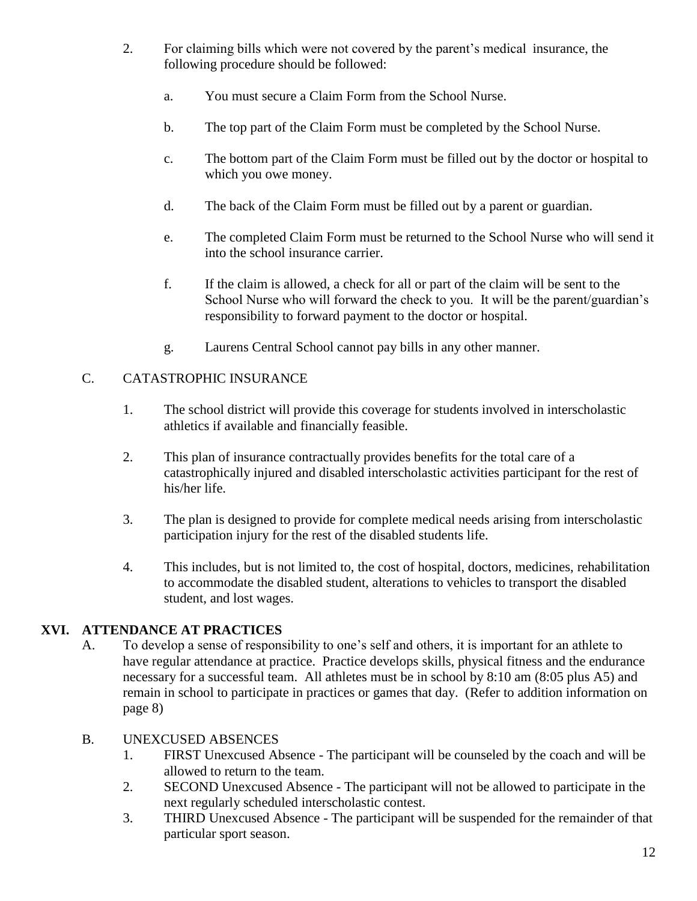2. For claiming bills which were not covered by the parent's medical insurance, the following procedure should be followed:

   a. You must secure a Claim Form from the School Nurse.

   b. The top part of the Claim Form must be completed by the School Nurse.

   c. The bottom part of the Claim Form must be filled out by the doctor or hospital to which you owe money.

   d. The back of the Claim Form must be filled out by a parent or guardian.

   e. The completed Claim Form must be returned to the School Nurse who will send it into the school insurance carrier.

   f. If the claim is allowed, a check for all or part of the claim will be sent to the School Nurse who will forward the check to you. It will be the parent/guardian's responsibility to forward payment to the doctor or hospital.

   g. Laurens Central School cannot pay bills in any other manner.

C. CATASTROPHIC INSURANCE

   1. The school district will provide this coverage for students involved in interscholastic athletics if available and financially feasible.

   2. This plan of insurance contractually provides benefits for the total care of a catastrophically injured and disabled interscholastic activities participant for the rest of his/her life.

   3. The plan is designed to provide for complete medical needs arising from interscholastic participation injury for the rest of the disabled students life.

   4. This includes, but is not limited to, the cost of hospital, doctors, medicines, rehabilitation to accommodate the disabled student, alterations to vehicles to transport the disabled student, and lost wages.

## XVI. ATTENDANCE AT PRACTICES

A. To develop a sense of responsibility to one's self and others, it is important for an athlete to have regular attendance at practice. Practice develops skills, physical fitness and the endurance necessary for a successful team. All athletes must be in school by 8:10 am (8:05 plus A5) and remain in school to participate in practices or games that day. (Refer to addition information on page 8)

B. UNEXCUSED ABSENCES

   1. FIRST Unexcused Absence - The participant will be counseled by the coach and will be allowed to return to the team.
   2. SECOND Unexcused Absence - The participant will not be allowed to participate in the next regularly scheduled interscholastic contest.
   3. THIRD Unexcused Absence - The participant will be suspended for the remainder of that particular sport season.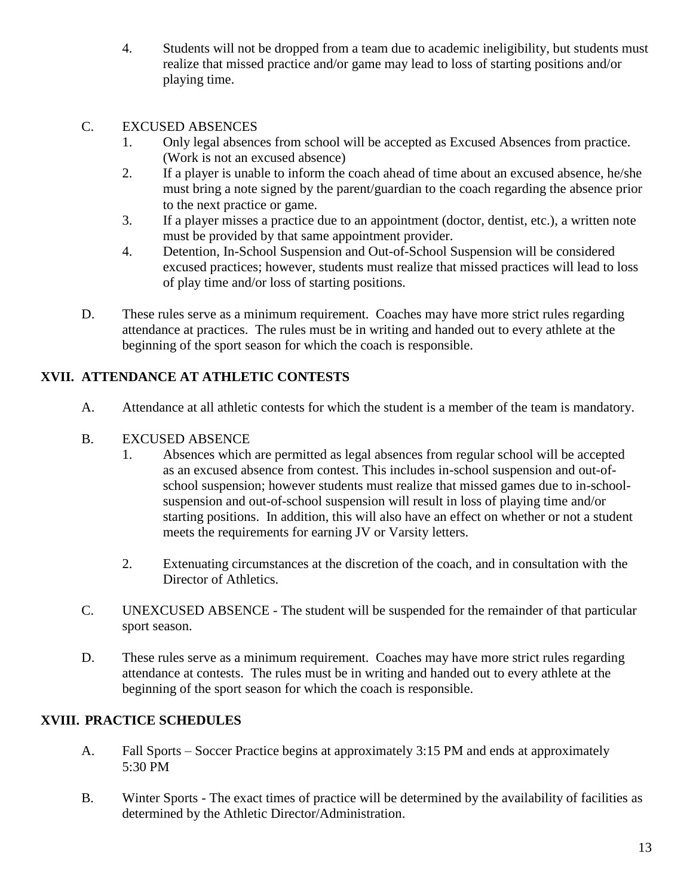4. Students will not be dropped from a team due to academic ineligibility, but students must realize that missed practice and/or game may lead to loss of starting positions and/or playing time.

C. EXCUSED ABSENCES
   1. Only legal absences from school will be accepted as Excused Absences from practice. (Work is not an excused absence)
   2. If a player is unable to inform the coach ahead of time about an excused absence, he/she must bring a note signed by the parent/guardian to the coach regarding the absence prior to the next practice or game.
   3. If a player misses a practice due to an appointment (doctor, dentist, etc.), a written note must be provided by that same appointment provider.
   4. Detention, In-School Suspension and Out-of-School Suspension will be considered excused practices; however, students must realize that missed practices will lead to loss of play time and/or loss of starting positions.

D. These rules serve as a minimum requirement. Coaches may have more strict rules regarding attendance at practices. The rules must be in writing and handed out to every athlete at the beginning of the sport season for which the coach is responsible.

## XVII. ATTENDANCE AT ATHLETIC CONTESTS

A. Attendance at all athletic contests for which the student is a member of the team is mandatory.

B. EXCUSED ABSENCE
   1. Absences which are permitted as legal absences from regular school will be accepted as an excused absence from contest. This includes in-school suspension and out-of-school suspension; however students must realize that missed games due to in-school-suspension and out-of-school suspension will result in loss of playing time and/or starting positions. In addition, this will also have an effect on whether or not a student meets the requirements for earning JV or Varsity letters.

   2. Extenuating circumstances at the discretion of the coach, and in consultation with the Director of Athletics.

C. UNEXCUSED ABSENCE - The student will be suspended for the remainder of that particular sport season.

D. These rules serve as a minimum requirement. Coaches may have more strict rules regarding attendance at contests. The rules must be in writing and handed out to every athlete at the beginning of the sport season for which the coach is responsible.

## XVIII. PRACTICE SCHEDULES

A. Fall Sports – Soccer Practice begins at approximately 3:15 PM and ends at approximately 5:30 PM

B. Winter Sports - The exact times of practice will be determined by the availability of facilities as determined by the Athletic Director/Administration.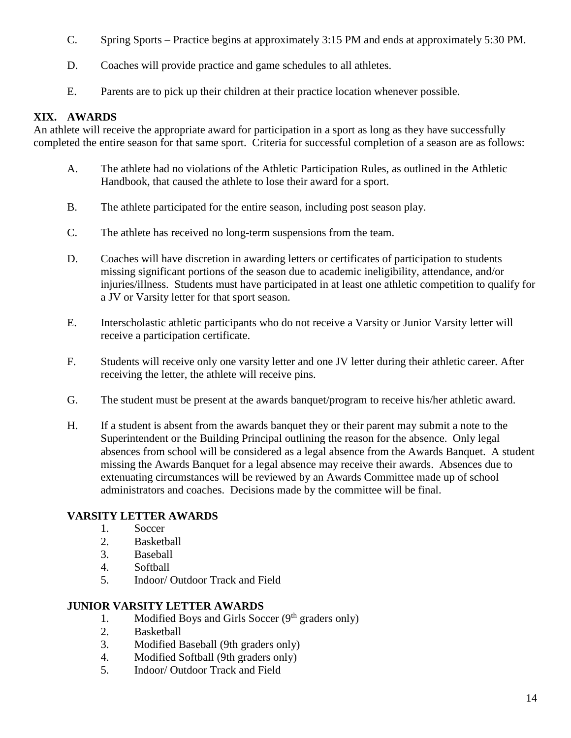C. Spring Sports – Practice begins at approximately 3:15 PM and ends at approximately 5:30 PM.

D. Coaches will provide practice and game schedules to all athletes.

E. Parents are to pick up their children at their practice location whenever possible.

## XIX. AWARDS

An athlete will receive the appropriate award for participation in a sport as long as they have successfully completed the entire season for that same sport. Criteria for successful completion of a season are as follows:

A. The athlete had no violations of the Athletic Participation Rules, as outlined in the Athletic Handbook, that caused the athlete to lose their award for a sport.

B. The athlete participated for the entire season, including post season play.

C. The athlete has received no long-term suspensions from the team.

D. Coaches will have discretion in awarding letters or certificates of participation to students missing significant portions of the season due to academic ineligibility, attendance, and/or injuries/illness. Students must have participated in at least one athletic competition to qualify for a JV or Varsity letter for that sport season.

E. Interscholastic athletic participants who do not receive a Varsity or Junior Varsity letter will receive a participation certificate.

F. Students will receive only one varsity letter and one JV letter during their athletic career. After receiving the letter, the athlete will receive pins.

G. The student must be present at the awards banquet/program to receive his/her athletic award.

H. If a student is absent from the awards banquet they or their parent may submit a note to the Superintendent or the Building Principal outlining the reason for the absence. Only legal absences from school will be considered as a legal absence from the Awards Banquet. A student missing the Awards Banquet for a legal absence may receive their awards. Absences due to extenuating circumstances will be reviewed by an Awards Committee made up of school administrators and coaches. Decisions made by the committee will be final.

### VARSITY LETTER AWARDS

1. Soccer
2. Basketball
3. Baseball
4. Softball
5. Indoor/ Outdoor Track and Field

### JUNIOR VARSITY LETTER AWARDS

1. Modified Boys and Girls Soccer (9th graders only)
2. Basketball
3. Modified Baseball (9th graders only)
4. Modified Softball (9th graders only)
5. Indoor/ Outdoor Track and Field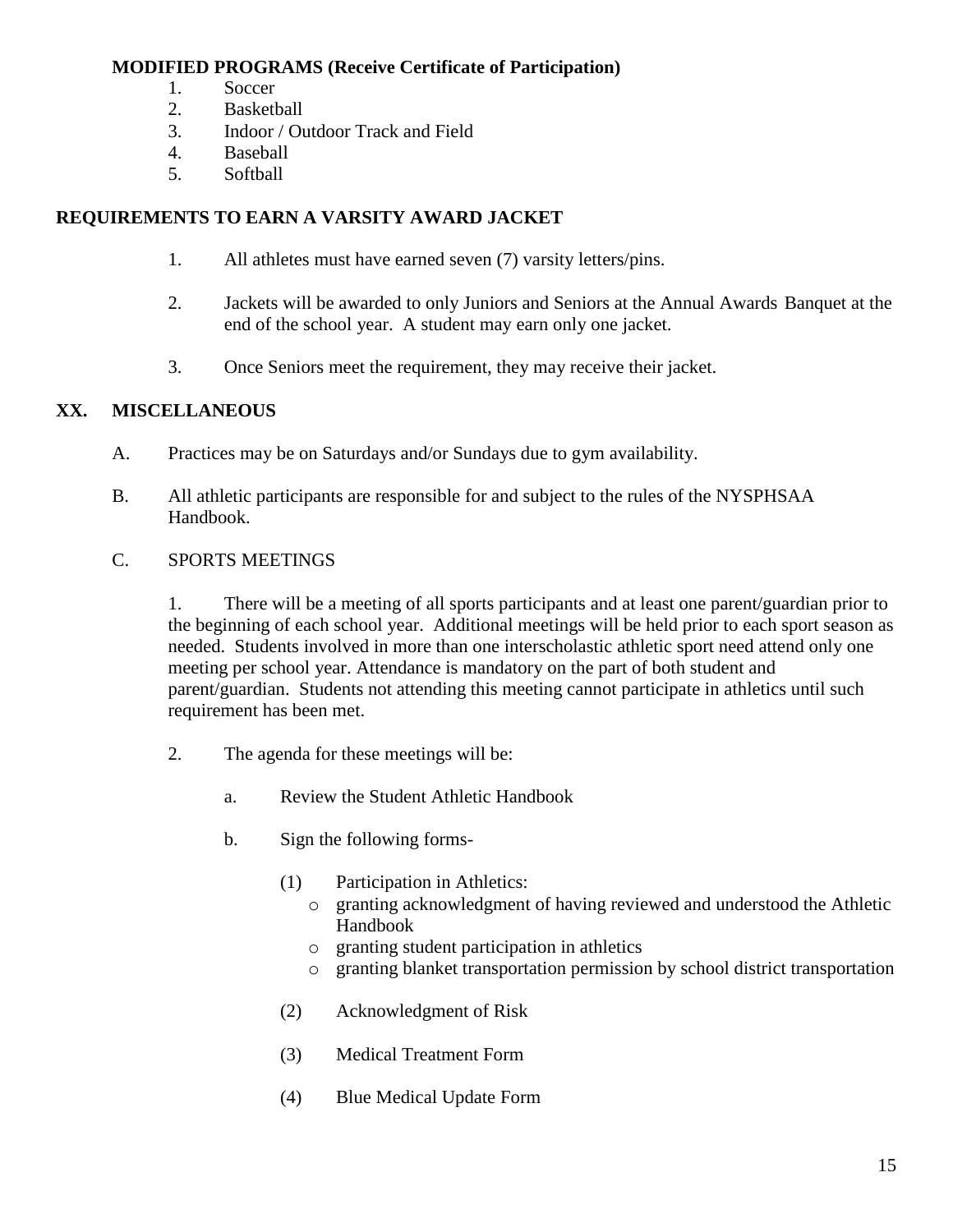**MODIFIED PROGRAMS (Receive Certificate of Participation)**

1. Soccer
2. Basketball
3. Indoor / Outdoor Track and Field
4. Baseball
5. Softball

**REQUIREMENTS TO EARN A VARSITY AWARD JACKET**

1. All athletes must have earned seven (7) varsity letters/pins.
2. Jackets will be awarded to only Juniors and Seniors at the Annual Awards Banquet at the end of the school year. A student may earn only one jacket.
3. Once Seniors meet the requirement, they may receive their jacket.

## XX. MISCELLANEOUS

A. Practices may be on Saturdays and/or Sundays due to gym availability.

B. All athletic participants are responsible for and subject to the rules of the NYSPHSAA Handbook.

C. SPORTS MEETINGS

1. There will be a meeting of all sports participants and at least one parent/guardian prior to the beginning of each school year. Additional meetings will be held prior to each sport season as needed. Students involved in more than one interscholastic athletic sport need attend only one meeting per school year. Attendance is mandatory on the part of both student and parent/guardian. Students not attending this meeting cannot participate in athletics until such requirement has been met.

2. The agenda for these meetings will be:

   a. Review the Student Athletic Handbook

   b. Sign the following forms-

      (1) Participation in Athletics:
      - granting acknowledgment of having reviewed and understood the Athletic Handbook
      - granting student participation in athletics
      - granting blanket transportation permission by school district transportation

      (2) Acknowledgment of Risk

      (3) Medical Treatment Form

      (4) Blue Medical Update Form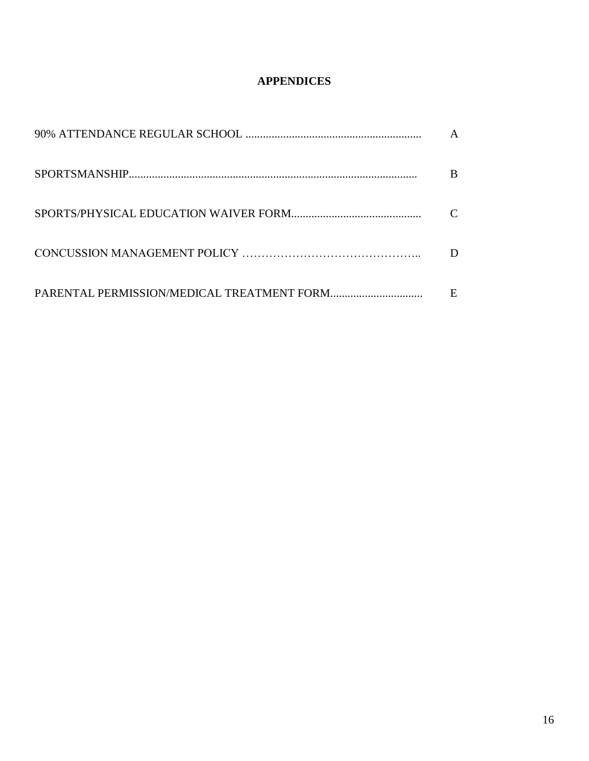# APPENDICES

90% ATTENDANCE REGULAR SCHOOL ............................................................ A

SPORTSMANSHIP.................................................................................................. B

SPORTS/PHYSICAL EDUCATION WAIVER FORM............................................. C

CONCUSSION MANAGEMENT POLICY ……………………………………….. D

PARENTAL PERMISSION/MEDICAL TREATMENT FORM................................ E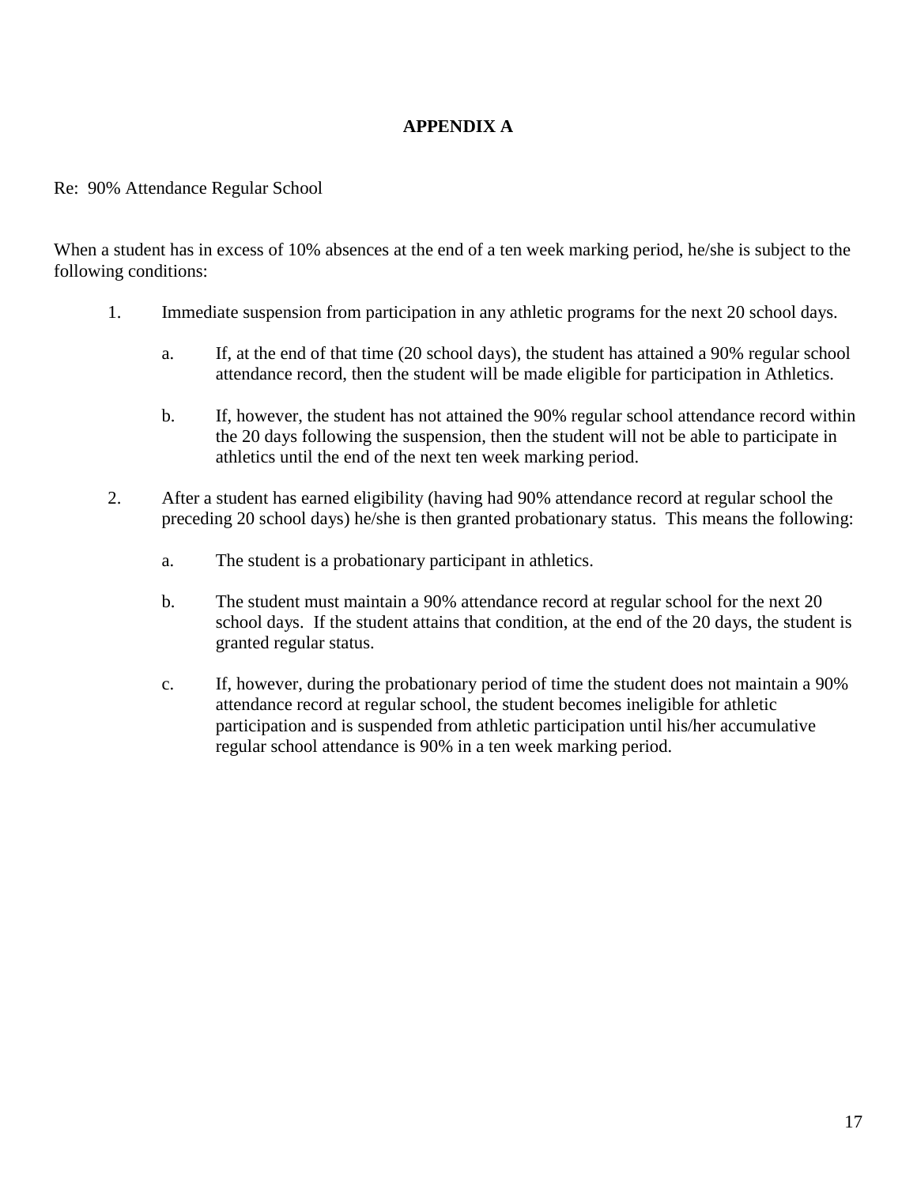# APPENDIX A

Re: 90% Attendance Regular School

When a student has in excess of 10% absences at the end of a ten week marking period, he/she is subject to the following conditions:

1. Immediate suspension from participation in any athletic programs for the next 20 school days.

   a. If, at the end of that time (20 school days), the student has attained a 90% regular school attendance record, then the student will be made eligible for participation in Athletics.

   b. If, however, the student has not attained the 90% regular school attendance record within the 20 days following the suspension, then the student will not be able to participate in athletics until the end of the next ten week marking period.

2. After a student has earned eligibility (having had 90% attendance record at regular school the preceding 20 school days) he/she is then granted probationary status. This means the following:

   a. The student is a probationary participant in athletics.

   b. The student must maintain a 90% attendance record at regular school for the next 20 school days. If the student attains that condition, at the end of the 20 days, the student is granted regular status.

   c. If, however, during the probationary period of time the student does not maintain a 90% attendance record at regular school, the student becomes ineligible for athletic participation and is suspended from athletic participation until his/her accumulative regular school attendance is 90% in a ten week marking period.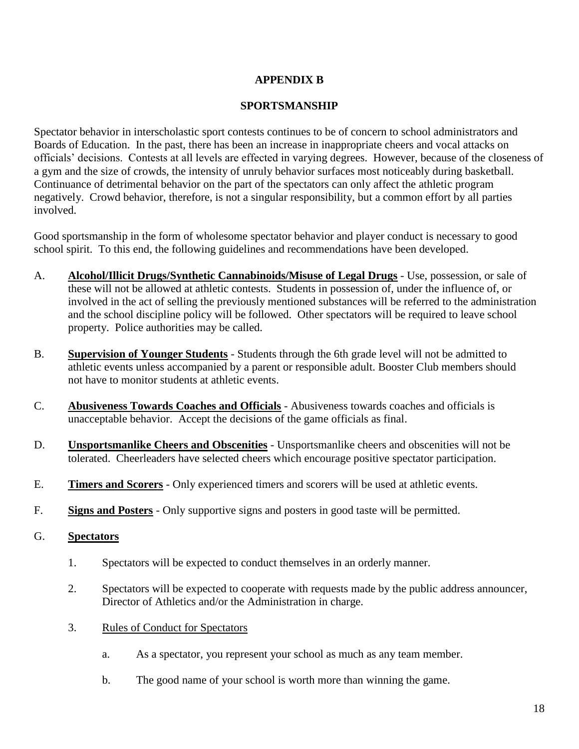## APPENDIX B

## SPORTSMANSHIP

Spectator behavior in interscholastic sport contests continues to be of concern to school administrators and Boards of Education. In the past, there has been an increase in inappropriate cheers and vocal attacks on officials' decisions. Contests at all levels are effected in varying degrees. However, because of the closeness of a gym and the size of crowds, the intensity of unruly behavior surfaces most noticeably during basketball. Continuance of detrimental behavior on the part of the spectators can only affect the athletic program negatively. Crowd behavior, therefore, is not a singular responsibility, but a common effort by all parties involved.

Good sportsmanship in the form of wholesome spectator behavior and player conduct is necessary to good school spirit. To this end, the following guidelines and recommendations have been developed.

A. **Alcohol/Illicit Drugs/Synthetic Cannabinoids/Misuse of Legal Drugs** - Use, possession, or sale of these will not be allowed at athletic contests. Students in possession of, under the influence of, or involved in the act of selling the previously mentioned substances will be referred to the administration and the school discipline policy will be followed. Other spectators will be required to leave school property. Police authorities may be called.

B. **Supervision of Younger Students** - Students through the 6th grade level will not be admitted to athletic events unless accompanied by a parent or responsible adult. Booster Club members should not have to monitor students at athletic events.

C. **Abusiveness Towards Coaches and Officials** - Abusiveness towards coaches and officials is unacceptable behavior. Accept the decisions of the game officials as final.

D. **Unsportsmanlike Cheers and Obscenities** - Unsportsmanlike cheers and obscenities will not be tolerated. Cheerleaders have selected cheers which encourage positive spectator participation.

E. **Timers and Scorers** - Only experienced timers and scorers will be used at athletic events.

F. **Signs and Posters** - Only supportive signs and posters in good taste will be permitted.

G. **Spectators**

1. Spectators will be expected to conduct themselves in an orderly manner.

2. Spectators will be expected to cooperate with requests made by the public address announcer, Director of Athletics and/or the Administration in charge.

3. Rules of Conduct for Spectators

    a. As a spectator, you represent your school as much as any team member.

    b. The good name of your school is worth more than winning the game.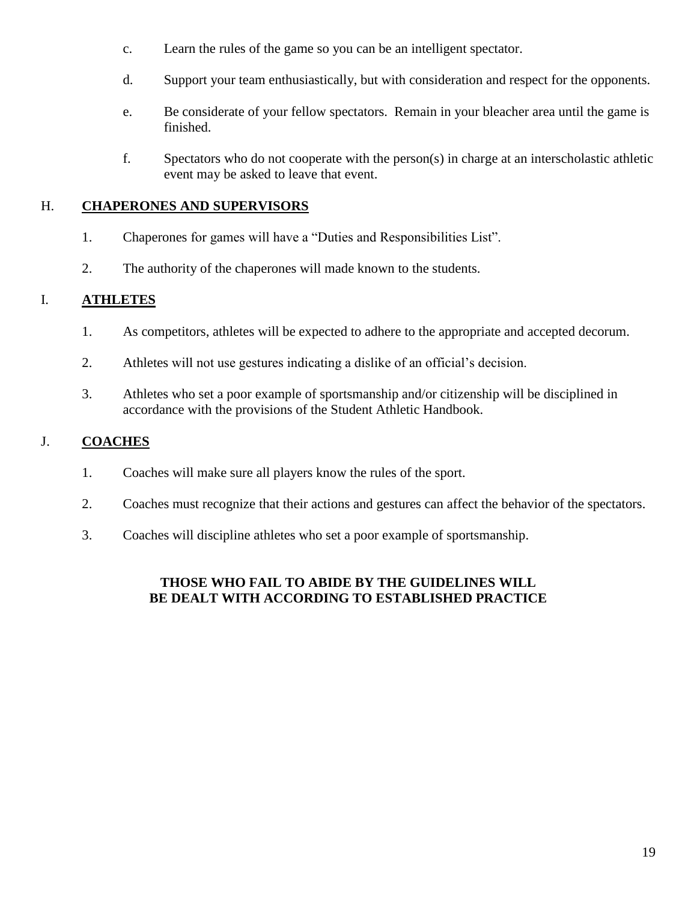c. Learn the rules of the game so you can be an intelligent spectator.

d. Support your team enthusiastically, but with consideration and respect for the opponents.

e. Be considerate of your fellow spectators. Remain in your bleacher area until the game is finished.

f. Spectators who do not cooperate with the person(s) in charge at an interscholastic athletic event may be asked to leave that event.

## H. CHAPERONES AND SUPERVISORS

1. Chaperones for games will have a "Duties and Responsibilities List".

2. The authority of the chaperones will made known to the students.

## I. ATHLETES

1. As competitors, athletes will be expected to adhere to the appropriate and accepted decorum.

2. Athletes will not use gestures indicating a dislike of an official's decision.

3. Athletes who set a poor example of sportsmanship and/or citizenship will be disciplined in accordance with the provisions of the Student Athletic Handbook.

## J. COACHES

1. Coaches will make sure all players know the rules of the sport.

2. Coaches must recognize that their actions and gestures can affect the behavior of the spectators.

3. Coaches will discipline athletes who set a poor example of sportsmanship.

**THOSE WHO FAIL TO ABIDE BY THE GUIDELINES WILL BE DEALT WITH ACCORDING TO ESTABLISHED PRACTICE**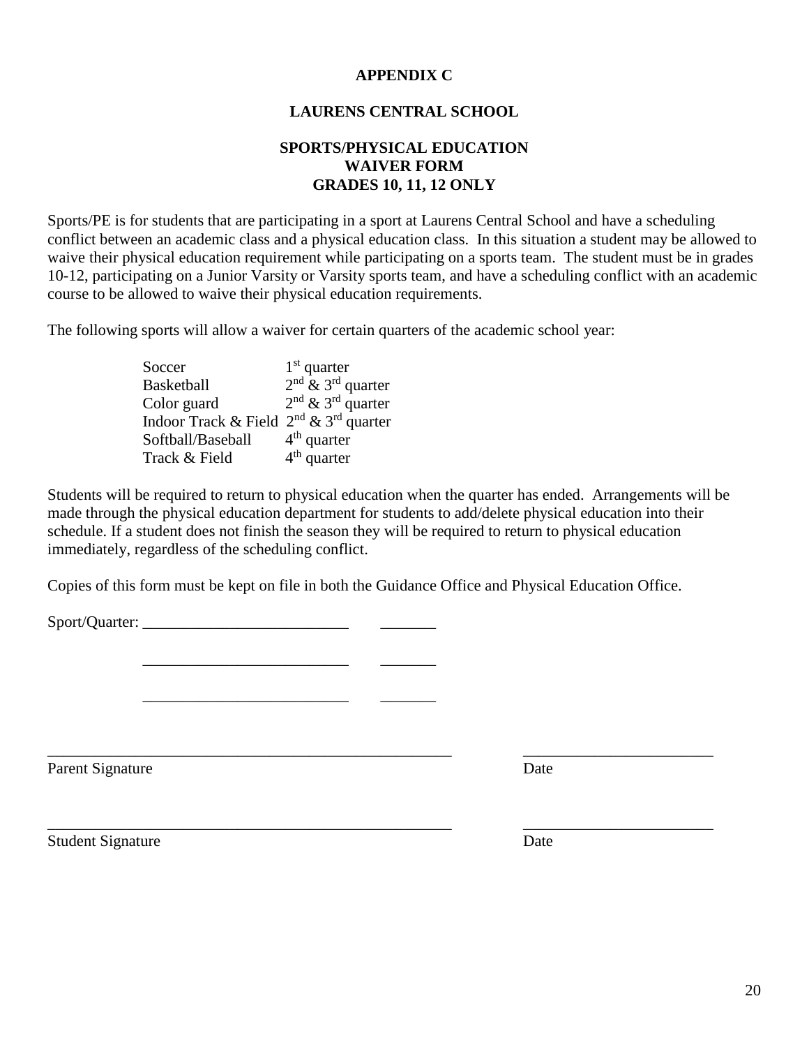**APPENDIX C**

**LAURENS CENTRAL SCHOOL**

**SPORTS/PHYSICAL EDUCATION**
**WAIVER FORM**
**GRADES 10, 11, 12 ONLY**

Sports/PE is for students that are participating in a sport at Laurens Central School and have a scheduling conflict between an academic class and a physical education class. In this situation a student may be allowed to waive their physical education requirement while participating on a sports team. The student must be in grades 10-12, participating on a Junior Varsity or Varsity sports team, and have a scheduling conflict with an academic course to be allowed to waive their physical education requirements.

The following sports will allow a waiver for certain quarters of the academic school year:

| Sport | Quarter |
|---|---|
| Soccer | 1st quarter |
| Basketball | 2nd & 3rd quarter |
| Color guard | 2nd & 3rd quarter |
| Indoor Track & Field | 2nd & 3rd quarter |
| Softball/Baseball | 4th quarter |
| Track & Field | 4th quarter |

Students will be required to return to physical education when the quarter has ended. Arrangements will be made through the physical education department for students to add/delete physical education into their schedule. If a student does not finish the season they will be required to return to physical education immediately, regardless of the scheduling conflict.

Copies of this form must be kept on file in both the Guidance Office and Physical Education Office.

Sport/Quarter: __________________________ _______

__________________________ _______

__________________________ _______

_____________________________________________________ ________________________
Parent Signature Date

_____________________________________________________ ________________________
Student Signature Date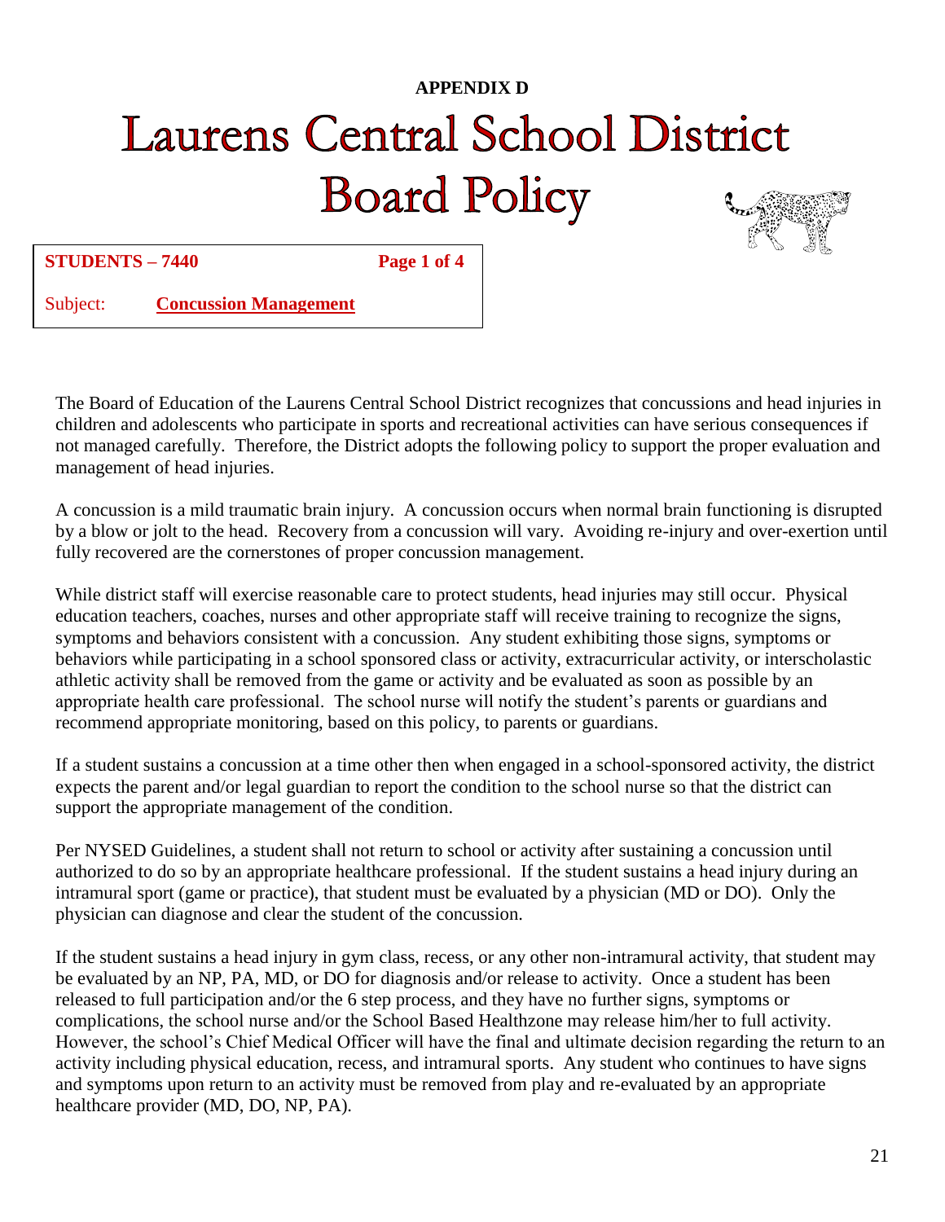**APPENDIX D**

# Laurens Central School District
# Board Policy

**STUDENTS – 7440** **Page 1 of 4**

Subject: **Concussion Management**

The Board of Education of the Laurens Central School District recognizes that concussions and head injuries in children and adolescents who participate in sports and recreational activities can have serious consequences if not managed carefully. Therefore, the District adopts the following policy to support the proper evaluation and management of head injuries.

A concussion is a mild traumatic brain injury. A concussion occurs when normal brain functioning is disrupted by a blow or jolt to the head. Recovery from a concussion will vary. Avoiding re-injury and over-exertion until fully recovered are the cornerstones of proper concussion management.

While district staff will exercise reasonable care to protect students, head injuries may still occur. Physical education teachers, coaches, nurses and other appropriate staff will receive training to recognize the signs, symptoms and behaviors consistent with a concussion. Any student exhibiting those signs, symptoms or behaviors while participating in a school sponsored class or activity, extracurricular activity, or interscholastic athletic activity shall be removed from the game or activity and be evaluated as soon as possible by an appropriate health care professional. The school nurse will notify the student's parents or guardians and recommend appropriate monitoring, based on this policy, to parents or guardians.

If a student sustains a concussion at a time other then when engaged in a school-sponsored activity, the district expects the parent and/or legal guardian to report the condition to the school nurse so that the district can support the appropriate management of the condition.

Per NYSED Guidelines, a student shall not return to school or activity after sustaining a concussion until authorized to do so by an appropriate healthcare professional. If the student sustains a head injury during an intramural sport (game or practice), that student must be evaluated by a physician (MD or DO). Only the physician can diagnose and clear the student of the concussion.

If the student sustains a head injury in gym class, recess, or any other non-intramural activity, that student may be evaluated by an NP, PA, MD, or DO for diagnosis and/or release to activity. Once a student has been released to full participation and/or the 6 step process, and they have no further signs, symptoms or complications, the school nurse and/or the School Based Healthzone may release him/her to full activity. However, the school's Chief Medical Officer will have the final and ultimate decision regarding the return to an activity including physical education, recess, and intramural sports. Any student who continues to have signs and symptoms upon return to an activity must be removed from play and re-evaluated by an appropriate healthcare provider (MD, DO, NP, PA).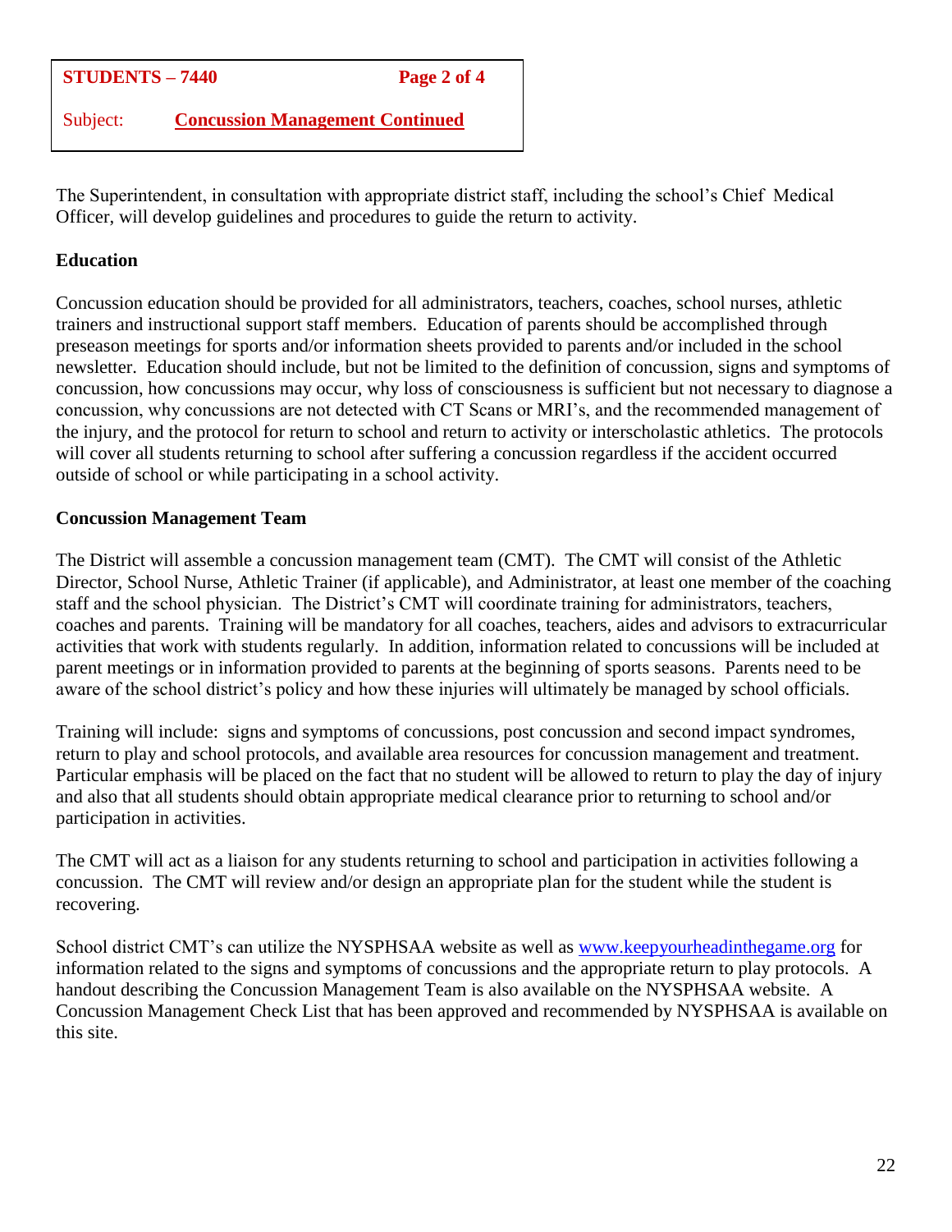**STUDENTS – 7440**

Subject: **Concussion Management Continued**

The Superintendent, in consultation with appropriate district staff, including the school's Chief Medical Officer, will develop guidelines and procedures to guide the return to activity.

**Education**

Concussion education should be provided for all administrators, teachers, coaches, school nurses, athletic trainers and instructional support staff members. Education of parents should be accomplished through preseason meetings for sports and/or information sheets provided to parents and/or included in the school newsletter. Education should include, but not be limited to the definition of concussion, signs and symptoms of concussion, how concussions may occur, why loss of consciousness is sufficient but not necessary to diagnose a concussion, why concussions are not detected with CT Scans or MRI's, and the recommended management of the injury, and the protocol for return to school and return to activity or interscholastic athletics. The protocols will cover all students returning to school after suffering a concussion regardless if the accident occurred outside of school or while participating in a school activity.

**Concussion Management Team**

The District will assemble a concussion management team (CMT). The CMT will consist of the Athletic Director, School Nurse, Athletic Trainer (if applicable), and Administrator, at least one member of the coaching staff and the school physician. The District's CMT will coordinate training for administrators, teachers, coaches and parents. Training will be mandatory for all coaches, teachers, aides and advisors to extracurricular activities that work with students regularly. In addition, information related to concussions will be included at parent meetings or in information provided to parents at the beginning of sports seasons. Parents need to be aware of the school district's policy and how these injuries will ultimately be managed by school officials.

Training will include: signs and symptoms of concussions, post concussion and second impact syndromes, return to play and school protocols, and available area resources for concussion management and treatment. Particular emphasis will be placed on the fact that no student will be allowed to return to play the day of injury and also that all students should obtain appropriate medical clearance prior to returning to school and/or participation in activities.

The CMT will act as a liaison for any students returning to school and participation in activities following a concussion. The CMT will review and/or design an appropriate plan for the student while the student is recovering.

School district CMT's can utilize the NYSPHSAA website as well as www.keepyourheadinthegame.org for information related to the signs and symptoms of concussions and the appropriate return to play protocols. A handout describing the Concussion Management Team is also available on the NYSPHSAA website. A Concussion Management Check List that has been approved and recommended by NYSPHSAA is available on this site.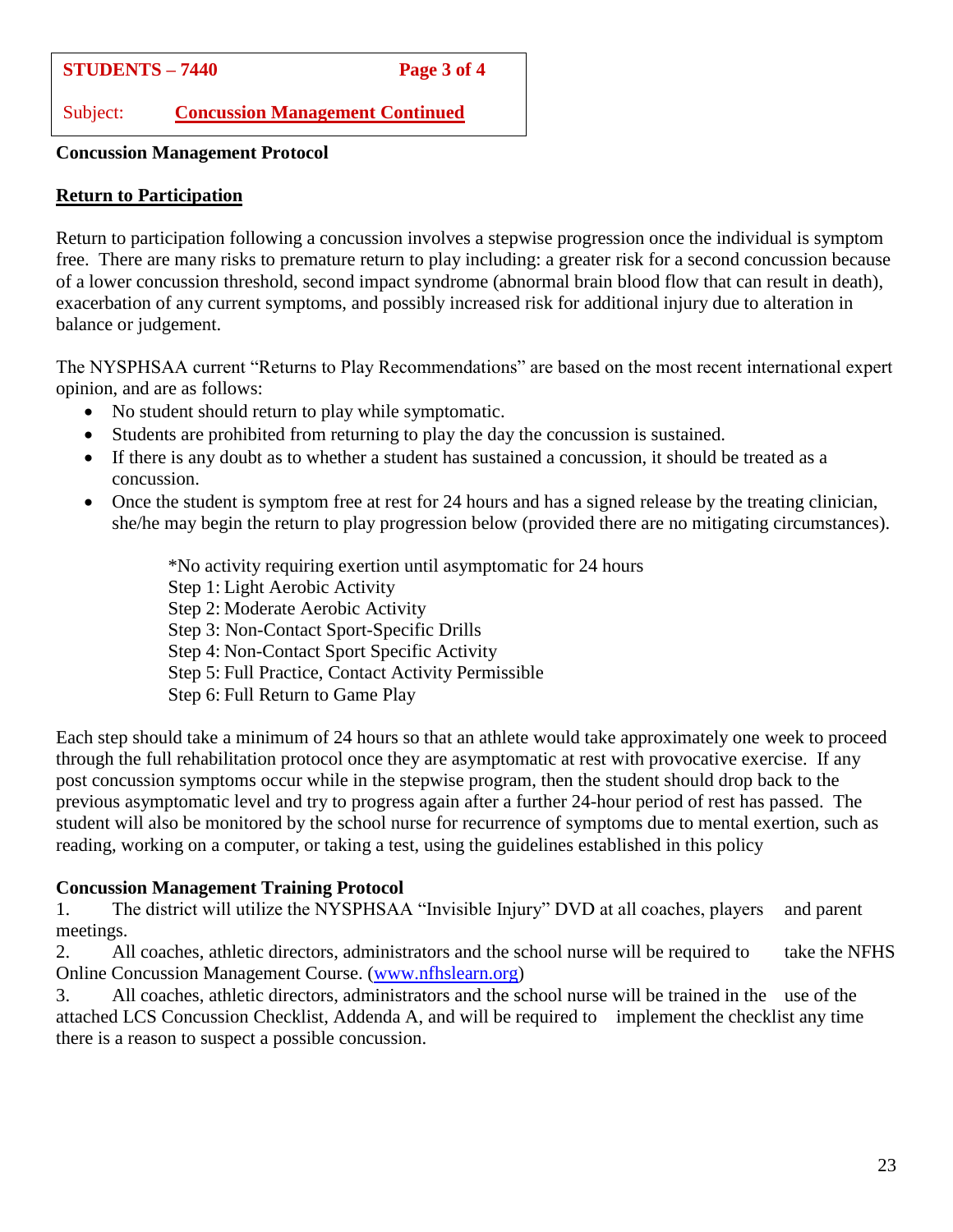**STUDENTS – 7440**

Subject: **Concussion Management Continued**

**Concussion Management Protocol**

**Return to Participation**

Return to participation following a concussion involves a stepwise progression once the individual is symptom free. There are many risks to premature return to play including: a greater risk for a second concussion because of a lower concussion threshold, second impact syndrome (abnormal brain blood flow that can result in death), exacerbation of any current symptoms, and possibly increased risk for additional injury due to alteration in balance or judgement.

The NYSPHSAA current "Returns to Play Recommendations" are based on the most recent international expert opinion, and are as follows:

- No student should return to play while symptomatic.
- Students are prohibited from returning to play the day the concussion is sustained.
- If there is any doubt as to whether a student has sustained a concussion, it should be treated as a concussion.
- Once the student is symptom free at rest for 24 hours and has a signed release by the treating clinician, she/he may begin the return to play progression below (provided there are no mitigating circumstances).

*No activity requiring exertion until asymptomatic for 24 hours
Step 1: Light Aerobic Activity
Step 2: Moderate Aerobic Activity
Step 3: Non-Contact Sport-Specific Drills
Step 4: Non-Contact Sport Specific Activity
Step 5: Full Practice, Contact Activity Permissible
Step 6: Full Return to Game Play

Each step should take a minimum of 24 hours so that an athlete would take approximately one week to proceed through the full rehabilitation protocol once they are asymptomatic at rest with provocative exercise. If any post concussion symptoms occur while in the stepwise program, then the student should drop back to the previous asymptomatic level and try to progress again after a further 24-hour period of rest has passed. The student will also be monitored by the school nurse for recurrence of symptoms due to mental exertion, such as reading, working on a computer, or taking a test, using the guidelines established in this policy

**Concussion Management Training Protocol**

1. The district will utilize the NYSPHSAA "Invisible Injury" DVD at all coaches, players and parent meetings.
2. All coaches, athletic directors, administrators and the school nurse will be required to take the NFHS Online Concussion Management Course. (www.nfhslearn.org)
3. All coaches, athletic directors, administrators and the school nurse will be trained in the use of the attached LCS Concussion Checklist, Addenda A, and will be required to implement the checklist any time there is a reason to suspect a possible concussion.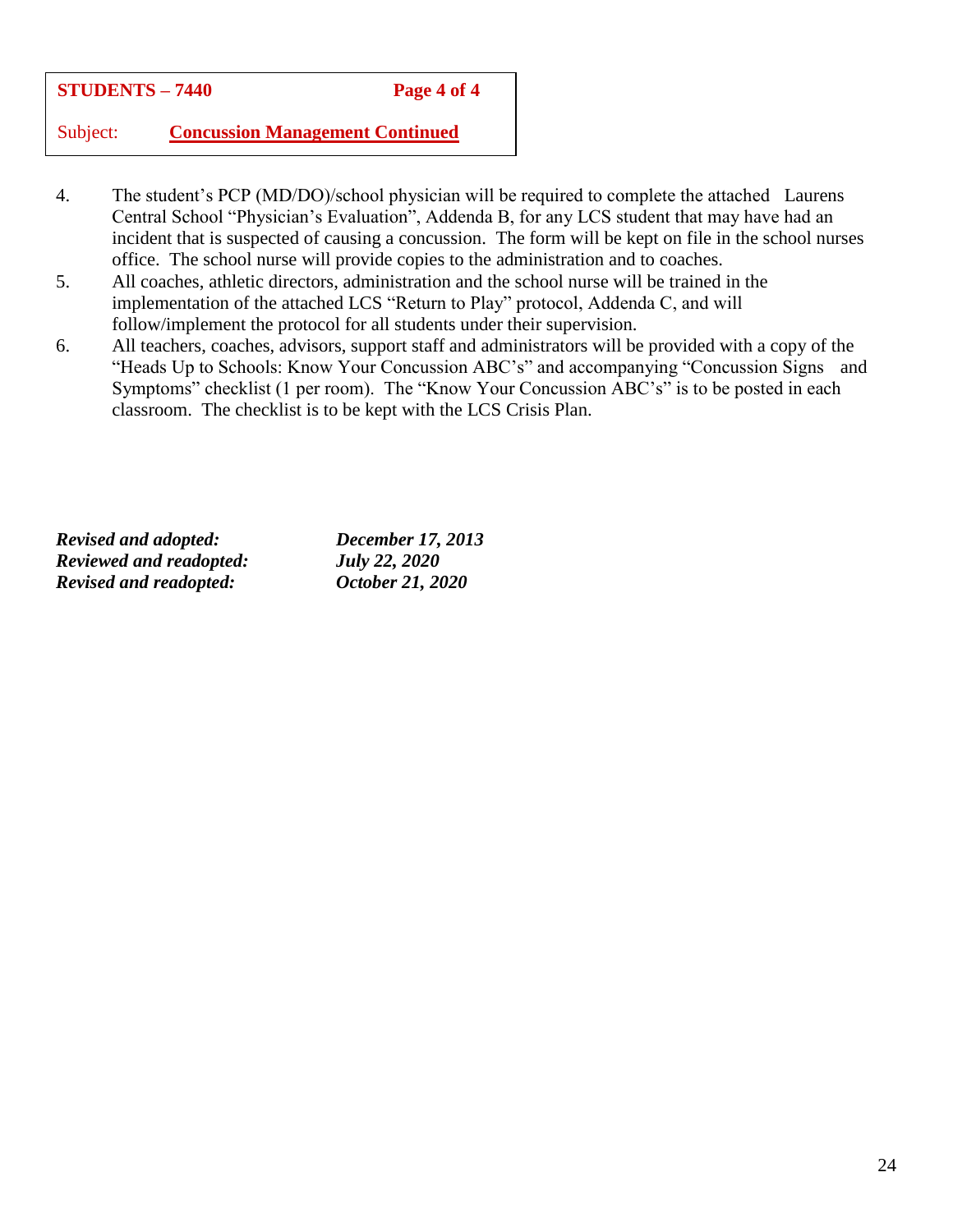**STUDENTS – 7440**

Subject: **Concussion Management Continued**

4. The student's PCP (MD/DO)/school physician will be required to complete the attached Laurens Central School "Physician's Evaluation", Addenda B, for any LCS student that may have had an incident that is suspected of causing a concussion. The form will be kept on file in the school nurses office. The school nurse will provide copies to the administration and to coaches.
5. All coaches, athletic directors, administration and the school nurse will be trained in the implementation of the attached LCS "Return to Play" protocol, Addenda C, and will follow/implement the protocol for all students under their supervision.
6. All teachers, coaches, advisors, support staff and administrators will be provided with a copy of the "Heads Up to Schools: Know Your Concussion ABC's" and accompanying "Concussion Signs and Symptoms" checklist (1 per room). The "Know Your Concussion ABC's" is to be posted in each classroom. The checklist is to be kept with the LCS Crisis Plan.

***Revised and adopted:*** ***December 17, 2013***
***Reviewed and readopted:*** ***July 22, 2020***
***Revised and readopted:*** ***October 21, 2020***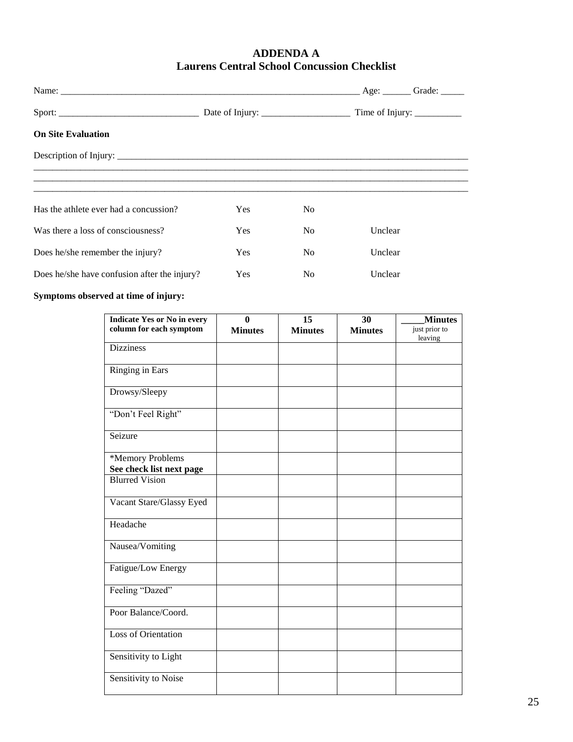## ADDENDA A
## Laurens Central School Concussion Checklist

Name: ________________________________________________________________ Age: ______ Grade: _____

Sport: ______________________________ Date of Injury: ___________________ Time of Injury: __________

**On Site Evaluation**

Description of Injury: _____________________________________________________________________________

_______________________________________________________________________________________________

_______________________________________________________________________________________________

_______________________________________________________________________________________________

| | | | |
|---|---|---|---|
| Has the athlete ever had a concussion? | Yes | No | |
| Was there a loss of consciousness? | Yes | No | Unclear |
| Does he/she remember the injury? | Yes | No | Unclear |
| Does he/she have confusion after the injury? | Yes | No | Unclear |

**Symptoms observed at time of injury:**

| **Indicate Yes or No in every column for each symptom** | **0 Minutes** | **15 Minutes** | **30 Minutes** | **_____Minutes** just prior to leaving |
|---|---|---|---|---|
| Dizziness | | | | |
| Ringing in Ears | | | | |
| Drowsy/Sleepy | | | | |
| "Don't Feel Right" | | | | |
| Seizure | | | | |
| *Memory Problems **See check list next page** | | | | |
| Blurred Vision | | | | |
| Vacant Stare/Glassy Eyed | | | | |
| Headache | | | | |
| Nausea/Vomiting | | | | |
| Fatigue/Low Energy | | | | |
| Feeling "Dazed" | | | | |
| Poor Balance/Coord. | | | | |
| Loss of Orientation | | | | |
| Sensitivity to Light | | | | |
| Sensitivity to Noise | | | | |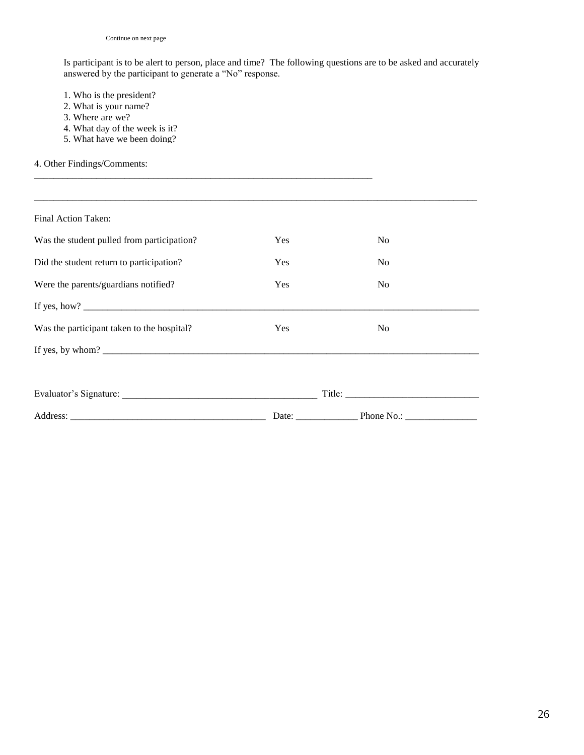Continue on next page

Is participant is to be alert to person, place and time? The following questions are to be asked and accurately answered by the participant to generate a "No" response.

1. Who is the president?
2. What is your name?
3. Where are we?
4. What day of the week is it?
5. What have we been doing?

4. Other Findings/Comments: ___________________________________________________________________________

_____________________________________________________________________________________________

Final Action Taken:

| | | |
|---|---|---|
| Was the student pulled from participation? | Yes | No |
| Did the student return to participation? | Yes | No |
| Were the parents/guardians notified? | Yes | No |

If yes, how? _____________________________________________________________________________

| | | |
|---|---|---|
| Was the participant taken to the hospital? | Yes | No |

If yes, by whom? __________________________________________________________________________

Evaluator's Signature: ________________________________________ Title: ___________________________

Address: _________________________________________ Date: _____________ Phone No.: _______________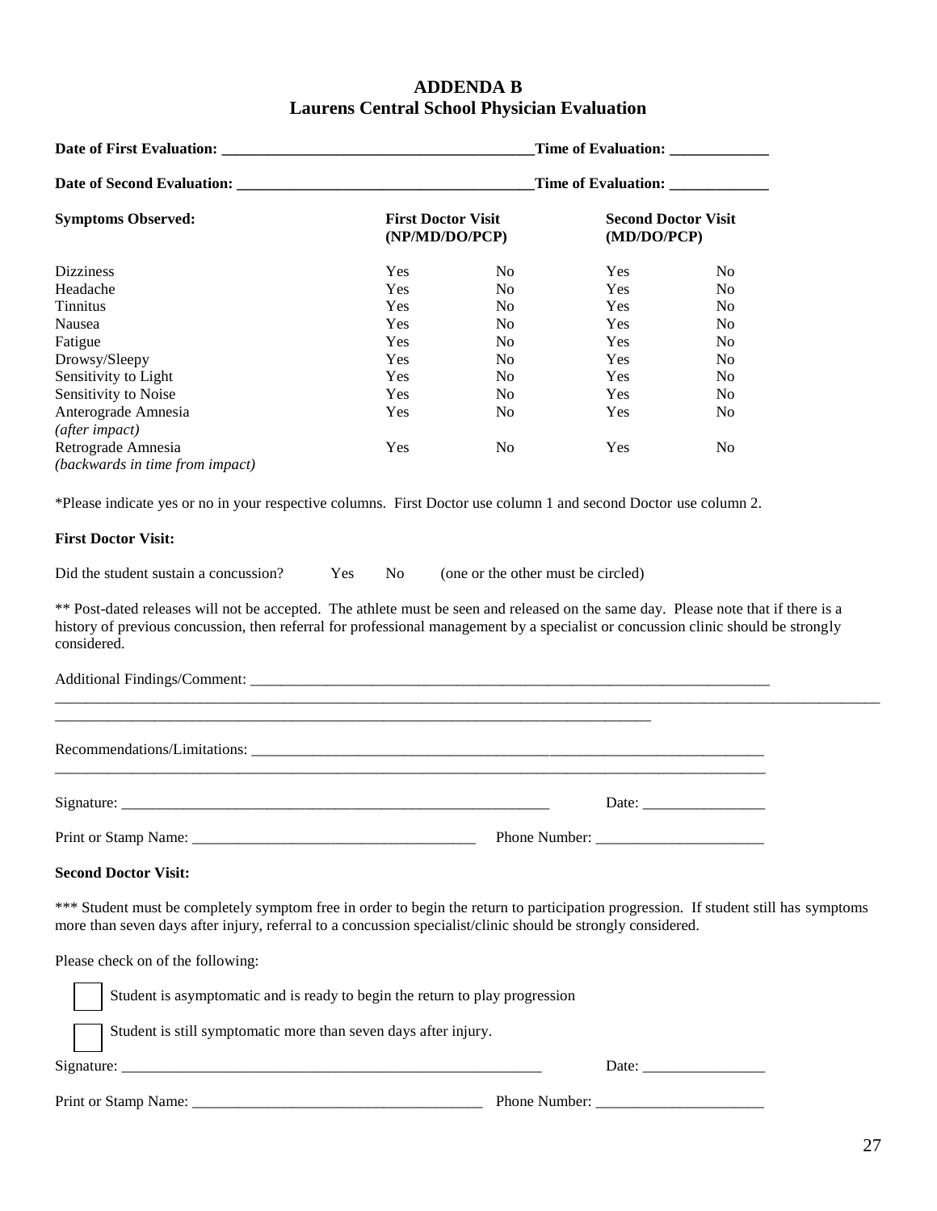# ADDENDA B
## Laurens Central School Physician Evaluation

**Date of First Evaluation: ________________________________________Time of Evaluation: _____________**

**Date of Second Evaluation: ______________________________________Time of Evaluation: _____________**

| **Symptoms Observed:** | **First Doctor Visit (NP/MD/DO/PCP)** | | **Second Doctor Visit (MD/DO/PCP)** | |
|---|---|---|---|---|
| Dizziness | Yes | No | Yes | No |
| Headache | Yes | No | Yes | No |
| Tinnitus | Yes | No | Yes | No |
| Nausea | Yes | No | Yes | No |
| Fatigue | Yes | No | Yes | No |
| Drowsy/Sleepy | Yes | No | Yes | No |
| Sensitivity to Light | Yes | No | Yes | No |
| Sensitivity to Noise | Yes | No | Yes | No |
| Anterograde Amnesia *(after impact)* | Yes | No | Yes | No |
| Retrograde Amnesia *(backwards in time from impact)* | Yes | No | Yes | No |

*Please indicate yes or no in your respective columns. First Doctor use column 1 and second Doctor use column 2.

**First Doctor Visit:**

Did the student sustain a concussion? Yes No (one or the other must be circled)

** Post-dated releases will not be accepted. The athlete must be seen and released on the same day. Please note that if there is a history of previous concussion, then referral for professional management by a specialist or concussion clinic should be strongly considered.

Additional Findings/Comment: ______________________________________________________________________
_____________________________________________________________________________________________
_____________________________________________________________________________________________

Recommendations/Limitations: ______________________________________________________________________
_____________________________________________________________________________________________

Signature: __________________________________________________________ Date: ________________

Print or Stamp Name: ____________________________________ Phone Number: ______________________

**Second Doctor Visit:**

*** Student must be completely symptom free in order to begin the return to participation progression. If student still has symptoms more than seven days after injury, referral to a concussion specialist/clinic should be strongly considered.

Please check on of the following:

☐ Student is asymptomatic and is ready to begin the return to play progression

☐ Student is still symptomatic more than seven days after injury.

Signature: __________________________________________________________ Date: ________________

Print or Stamp Name: ______________________________________ Phone Number: ______________________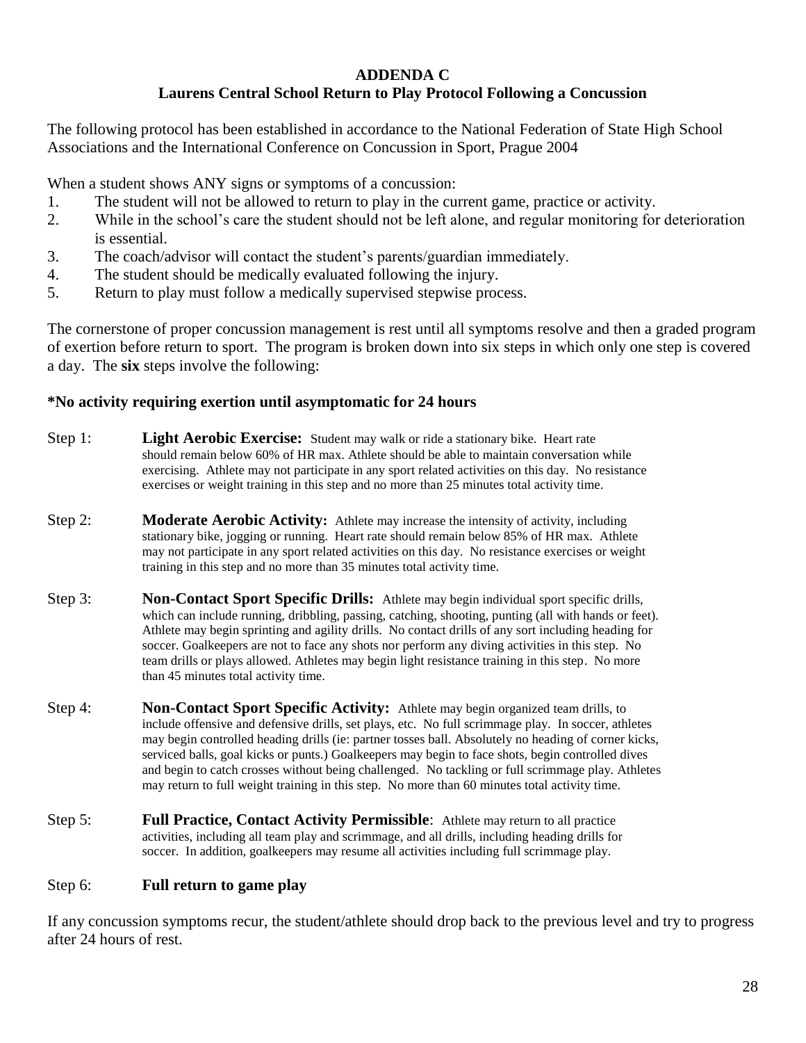## ADDENDA C

## Laurens Central School Return to Play Protocol Following a Concussion

The following protocol has been established in accordance to the National Federation of State High School Associations and the International Conference on Concussion in Sport, Prague 2004

When a student shows ANY signs or symptoms of a concussion:

1. The student will not be allowed to return to play in the current game, practice or activity.
2. While in the school's care the student should not be left alone, and regular monitoring for deterioration is essential.
3. The coach/advisor will contact the student's parents/guardian immediately.
4. The student should be medically evaluated following the injury.
5. Return to play must follow a medically supervised stepwise process.

The cornerstone of proper concussion management is rest until all symptoms resolve and then a graded program of exertion before return to sport. The program is broken down into six steps in which only one step is covered a day. The **six** steps involve the following:

**\*No activity requiring exertion until asymptomatic for 24 hours**

Step 1: **Light Aerobic Exercise:** Student may walk or ride a stationary bike. Heart rate should remain below 60% of HR max. Athlete should be able to maintain conversation while exercising. Athlete may not participate in any sport related activities on this day. No resistance exercises or weight training in this step and no more than 25 minutes total activity time.

Step 2: **Moderate Aerobic Activity:** Athlete may increase the intensity of activity, including stationary bike, jogging or running. Heart rate should remain below 85% of HR max. Athlete may not participate in any sport related activities on this day. No resistance exercises or weight training in this step and no more than 35 minutes total activity time.

Step 3: **Non-Contact Sport Specific Drills:** Athlete may begin individual sport specific drills, which can include running, dribbling, passing, catching, shooting, punting (all with hands or feet). Athlete may begin sprinting and agility drills. No contact drills of any sort including heading for soccer. Goalkeepers are not to face any shots nor perform any diving activities in this step. No team drills or plays allowed. Athletes may begin light resistance training in this step. No more than 45 minutes total activity time.

Step 4: **Non-Contact Sport Specific Activity:** Athlete may begin organized team drills, to include offensive and defensive drills, set plays, etc. No full scrimmage play. In soccer, athletes may begin controlled heading drills (ie: partner tosses ball. Absolutely no heading of corner kicks, serviced balls, goal kicks or punts.) Goalkeepers may begin to face shots, begin controlled dives and begin to catch crosses without being challenged. No tackling or full scrimmage play. Athletes may return to full weight training in this step. No more than 60 minutes total activity time.

Step 5: **Full Practice, Contact Activity Permissible**: Athlete may return to all practice activities, including all team play and scrimmage, and all drills, including heading drills for soccer. In addition, goalkeepers may resume all activities including full scrimmage play.

Step 6: **Full return to game play**

If any concussion symptoms recur, the student/athlete should drop back to the previous level and try to progress after 24 hours of rest.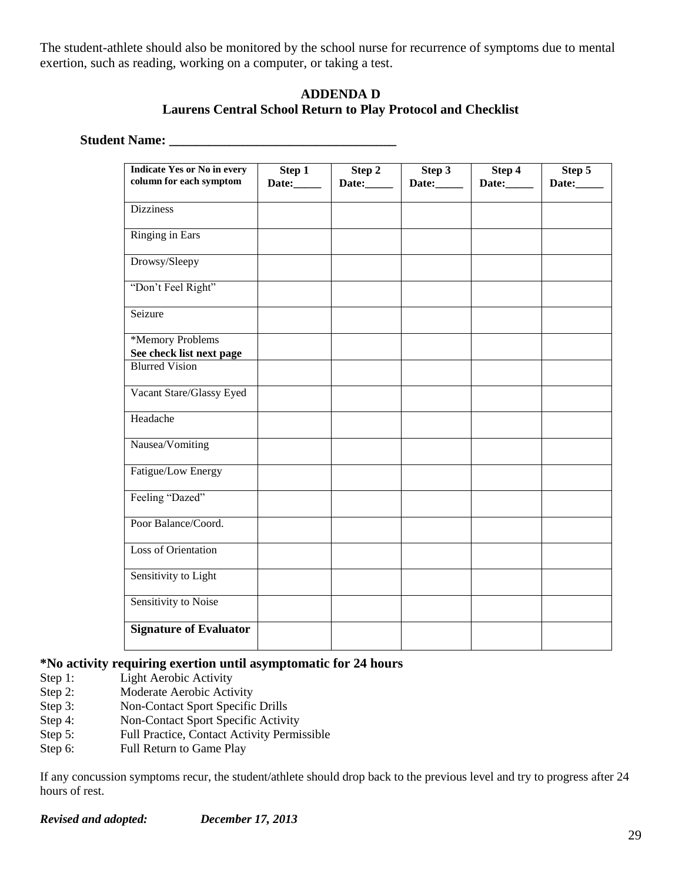The student-athlete should also be monitored by the school nurse for recurrence of symptoms due to mental exertion, such as reading, working on a computer, or taking a test.

## ADDENDA D
## Laurens Central School Return to Play Protocol and Checklist

**Student Name: ________________________________**

| **Indicate Yes or No in every column for each symptom** | **Step 1 Date:_____** | **Step 2 Date:_____** | **Step 3 Date:_____** | **Step 4 Date:_____** | **Step 5 Date:_____** |
|---|---|---|---|---|---|
| Dizziness | | | | | |
| Ringing in Ears | | | | | |
| Drowsy/Sleepy | | | | | |
| "Don't Feel Right" | | | | | |
| Seizure | | | | | |
| *Memory Problems **See check list next page** | | | | | |
| Blurred Vision | | | | | |
| Vacant Stare/Glassy Eyed | | | | | |
| Headache | | | | | |
| Nausea/Vomiting | | | | | |
| Fatigue/Low Energy | | | | | |
| Feeling "Dazed" | | | | | |
| Poor Balance/Coord. | | | | | |
| Loss of Orientation | | | | | |
| Sensitivity to Light | | | | | |
| Sensitivity to Noise | | | | | |
| **Signature of Evaluator** | | | | | |

**\*No activity requiring exertion until asymptomatic for 24 hours**

Step 1: Light Aerobic Activity
Step 2: Moderate Aerobic Activity
Step 3: Non-Contact Sport Specific Drills
Step 4: Non-Contact Sport Specific Activity
Step 5: Full Practice, Contact Activity Permissible
Step 6: Full Return to Game Play

If any concussion symptoms recur, the student/athlete should drop back to the previous level and try to progress after 24 hours of rest.

***Revised and adopted:*** ***December 17, 2013***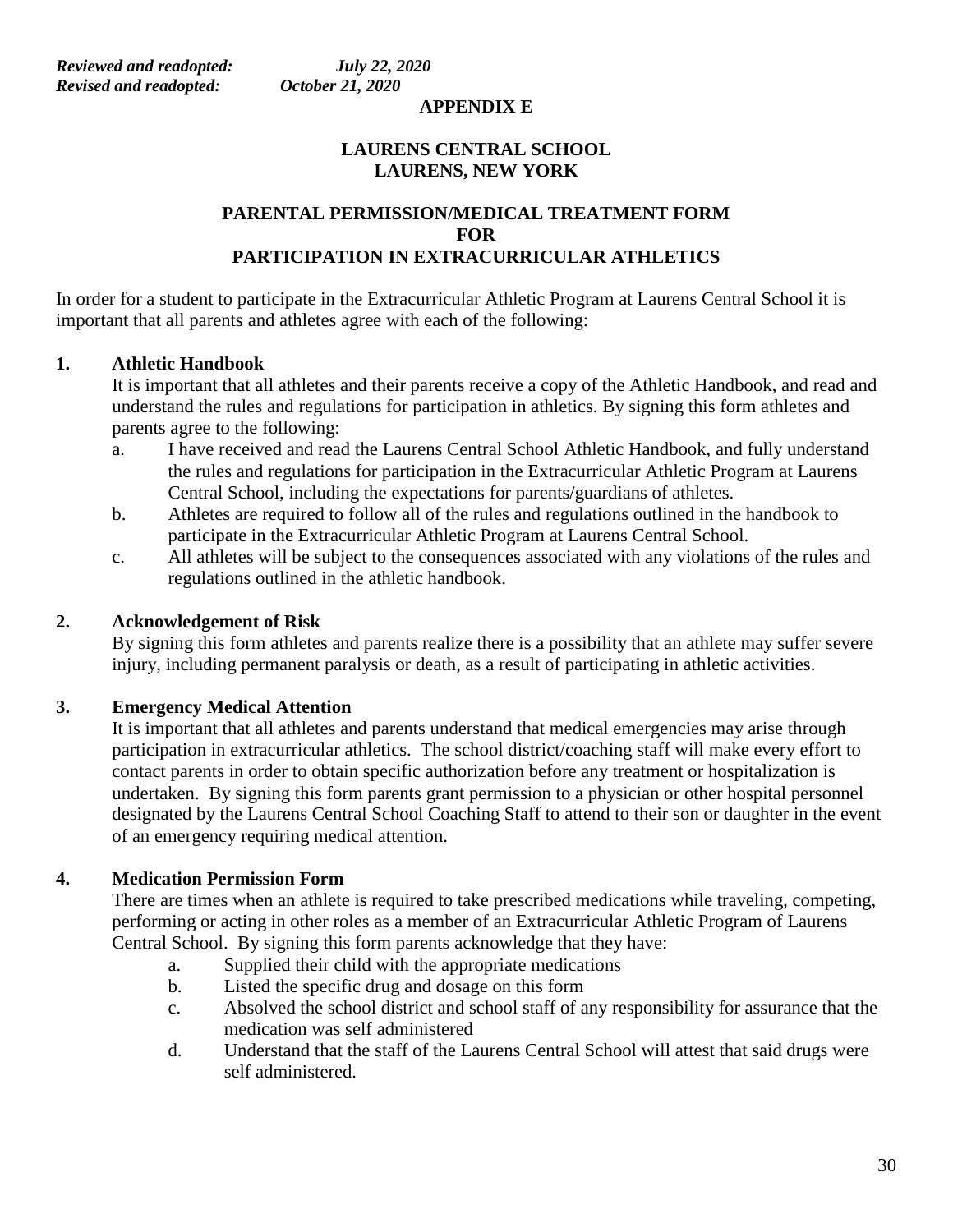*Reviewed and readopted: July 22, 2020*
*Revised and readopted: October 21, 2020*

**APPENDIX E**

**LAURENS CENTRAL SCHOOL**
**LAURENS, NEW YORK**

# PARENTAL PERMISSION/MEDICAL TREATMENT FORM FOR PARTICIPATION IN EXTRACURRICULAR ATHLETICS

In order for a student to participate in the Extracurricular Athletic Program at Laurens Central School it is important that all parents and athletes agree with each of the following:

**1. Athletic Handbook**

It is important that all athletes and their parents receive a copy of the Athletic Handbook, and read and understand the rules and regulations for participation in athletics. By signing this form athletes and parents agree to the following:

a. I have received and read the Laurens Central School Athletic Handbook, and fully understand the rules and regulations for participation in the Extracurricular Athletic Program at Laurens Central School, including the expectations for parents/guardians of athletes.

b. Athletes are required to follow all of the rules and regulations outlined in the handbook to participate in the Extracurricular Athletic Program at Laurens Central School.

c. All athletes will be subject to the consequences associated with any violations of the rules and regulations outlined in the athletic handbook.

**2. Acknowledgement of Risk**

By signing this form athletes and parents realize there is a possibility that an athlete may suffer severe injury, including permanent paralysis or death, as a result of participating in athletic activities.

**3. Emergency Medical Attention**

It is important that all athletes and parents understand that medical emergencies may arise through participation in extracurricular athletics. The school district/coaching staff will make every effort to contact parents in order to obtain specific authorization before any treatment or hospitalization is undertaken. By signing this form parents grant permission to a physician or other hospital personnel designated by the Laurens Central School Coaching Staff to attend to their son or daughter in the event of an emergency requiring medical attention.

**4. Medication Permission Form**

There are times when an athlete is required to take prescribed medications while traveling, competing, performing or acting in other roles as a member of an Extracurricular Athletic Program of Laurens Central School. By signing this form parents acknowledge that they have:

a. Supplied their child with the appropriate medications

b. Listed the specific drug and dosage on this form

c. Absolved the school district and school staff of any responsibility for assurance that the medication was self administered

d. Understand that the staff of the Laurens Central School will attest that said drugs were self administered.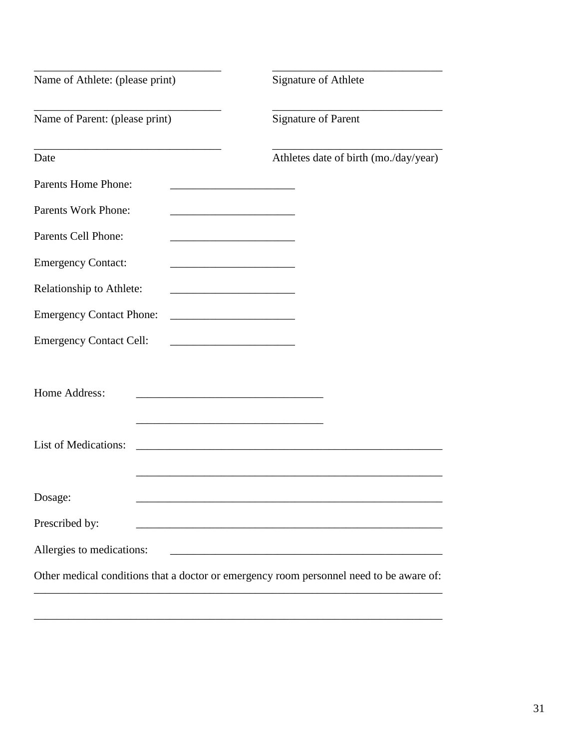________________________________ ________________________________
Name of Athlete: (please print) Signature of Athlete

________________________________ ________________________________
Name of Parent: (please print) Signature of Parent

________________________________ ________________________________
Date Athletes date of birth (mo./day/year)

Parents Home Phone: ______________________

Parents Work Phone: ______________________

Parents Cell Phone: ______________________

Emergency Contact: ______________________

Relationship to Athlete: ______________________

Emergency Contact Phone: ______________________

Emergency Contact Cell: ______________________

Home Address: ________________________________

________________________________

List of Medications: ________________________________________________________

________________________________________________________

Dosage: ________________________________________________________

Prescribed by: ________________________________________________________

Allergies to medications: ________________________________________________

Other medical conditions that a doctor or emergency room personnel need to be aware of:

______________________________________________________________________

______________________________________________________________________